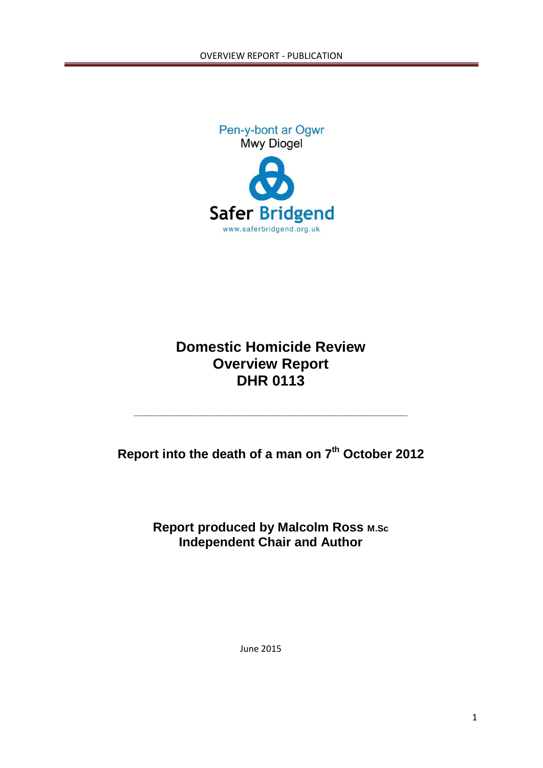Pen-y-bont ar Ogwr
Mwy Diogel

Safer Bridgend
www.saferbridgend.org.uk

# Domestic Homicide Review Overview Report DHR 0113

---

## Report into the death of a man on 7th October 2012

**Report produced by Malcolm Ross M.Sc**
**Independent Chair and Author**

June 2015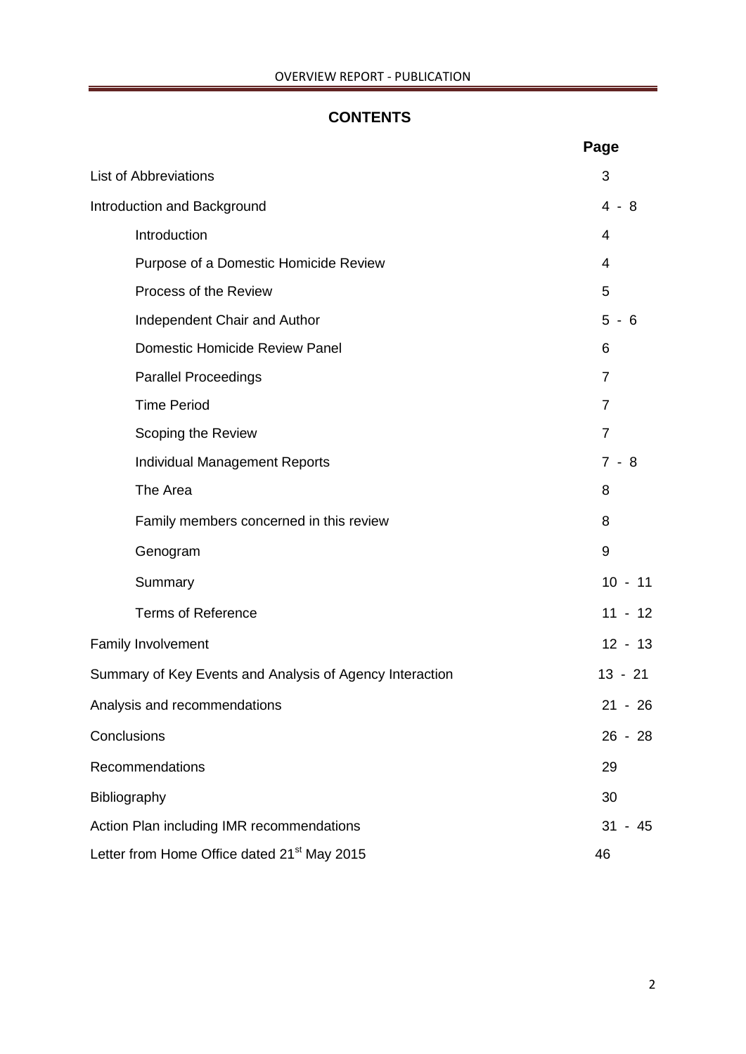# CONTENTS

| | Page |
|---|---|
| List of Abbreviations | 3 |
| Introduction and Background | 4 - 8 |
| Introduction | 4 |
| Purpose of a Domestic Homicide Review | 4 |
| Process of the Review | 5 |
| Independent Chair and Author | 5 - 6 |
| Domestic Homicide Review Panel | 6 |
| Parallel Proceedings | 7 |
| Time Period | 7 |
| Scoping the Review | 7 |
| Individual Management Reports | 7 - 8 |
| The Area | 8 |
| Family members concerned in this review | 8 |
| Genogram | 9 |
| Summary | 10 - 11 |
| Terms of Reference | 11 - 12 |
| Family Involvement | 12 - 13 |
| Summary of Key Events and Analysis of Agency Interaction | 13 - 21 |
| Analysis and recommendations | 21 - 26 |
| Conclusions | 26 - 28 |
| Recommendations | 29 |
| Bibliography | 30 |
| Action Plan including IMR recommendations | 31 - 45 |
| Letter from Home Office dated 21st May 2015 | 46 |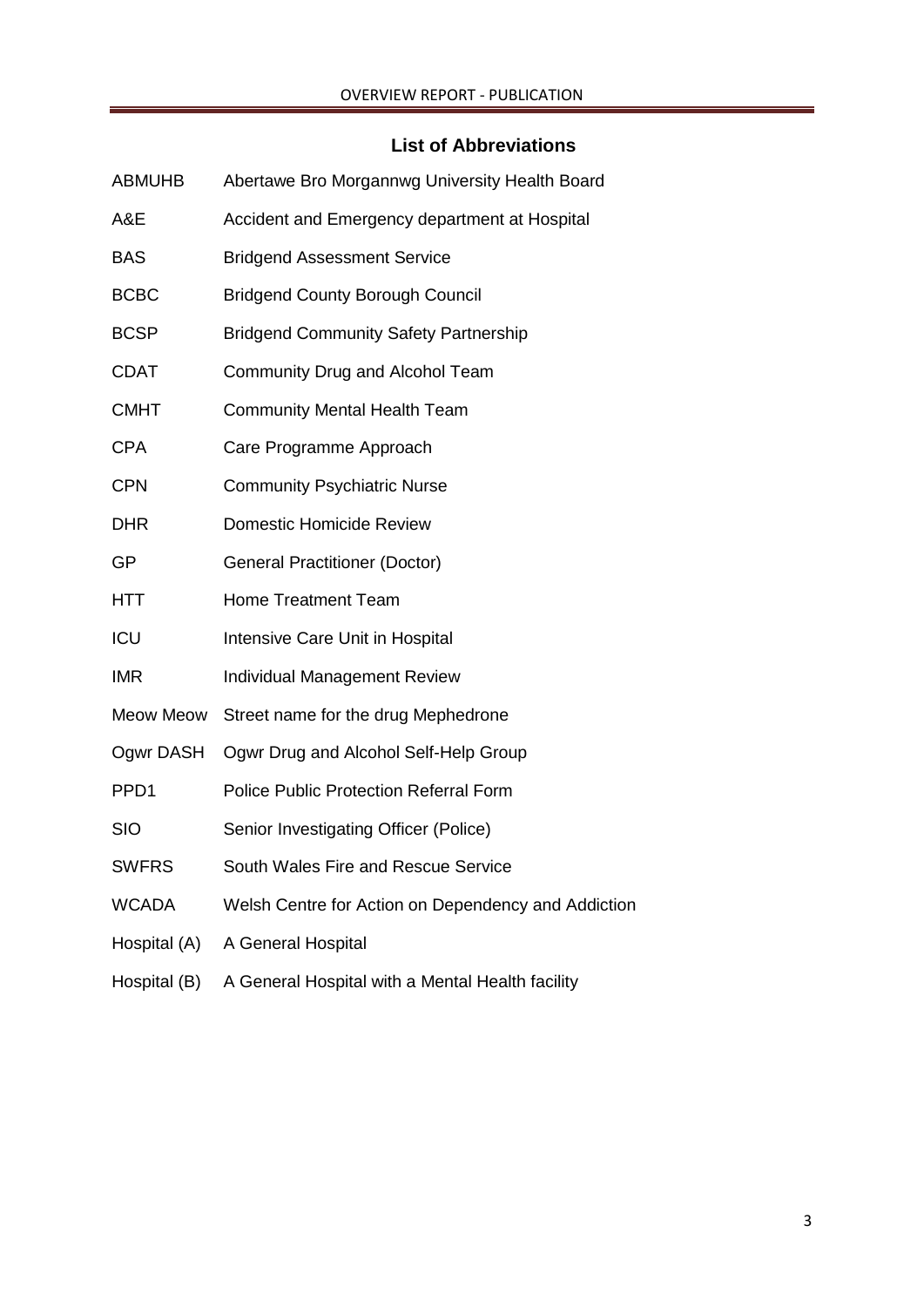## List of Abbreviations

| | |
|---|---|
| ABMUHB | Abertawe Bro Morgannwg University Health Board |
| A&E | Accident and Emergency department at Hospital |
| BAS | Bridgend Assessment Service |
| BCBC | Bridgend County Borough Council |
| BCSP | Bridgend Community Safety Partnership |
| CDAT | Community Drug and Alcohol Team |
| CMHT | Community Mental Health Team |
| CPA | Care Programme Approach |
| CPN | Community Psychiatric Nurse |
| DHR | Domestic Homicide Review |
| GP | General Practitioner (Doctor) |
| HTT | Home Treatment Team |
| ICU | Intensive Care Unit in Hospital |
| IMR | Individual Management Review |
| Meow Meow | Street name for the drug Mephedrone |
| Ogwr DASH | Ogwr Drug and Alcohol Self-Help Group |
| PPD1 | Police Public Protection Referral Form |
| SIO | Senior Investigating Officer (Police) |
| SWFRS | South Wales Fire and Rescue Service |
| WCADA | Welsh Centre for Action on Dependency and Addiction |
| Hospital (A) | A General Hospital |
| Hospital (B) | A General Hospital with a Mental Health facility |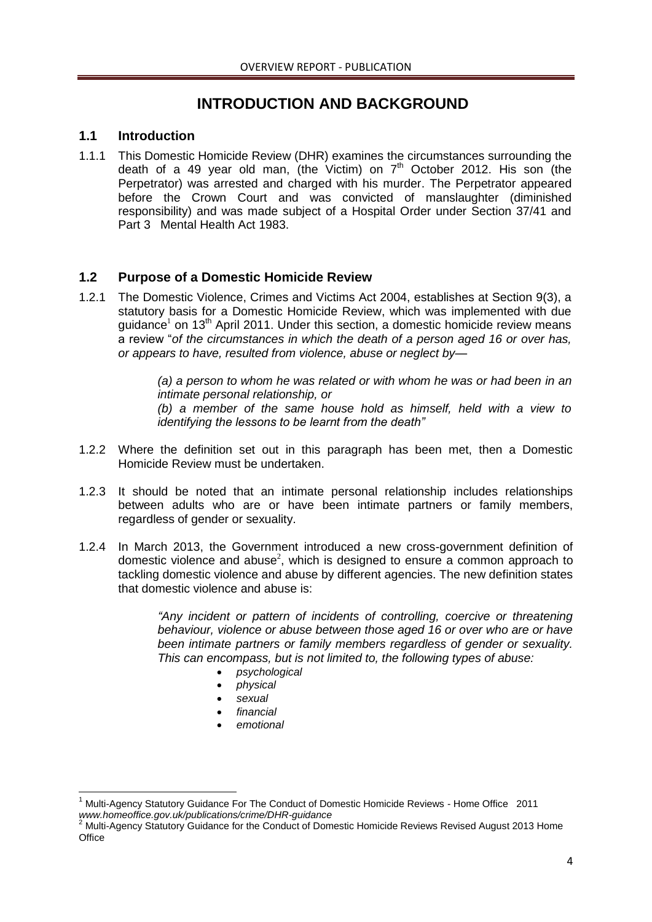# INTRODUCTION AND BACKGROUND

## 1.1 Introduction

1.1.1 This Domestic Homicide Review (DHR) examines the circumstances surrounding the death of a 49 year old man, (the Victim) on 7th October 2012. His son (the Perpetrator) was arrested and charged with his murder. The Perpetrator appeared before the Crown Court and was convicted of manslaughter (diminished responsibility) and was made subject of a Hospital Order under Section 37/41 and Part 3 Mental Health Act 1983.

## 1.2 Purpose of a Domestic Homicide Review

1.2.1 The Domestic Violence, Crimes and Victims Act 2004, establishes at Section 9(3), a statutory basis for a Domestic Homicide Review, which was implemented with due guidance[1] on 13th April 2011. Under this section, a domestic homicide review means a review "*of the circumstances in which the death of a person aged 16 or over has, or appears to have, resulted from violence, abuse or neglect by—*

> *(a) a person to whom he was related or with whom he was or had been in an intimate personal relationship, or*
> *(b) a member of the same house hold as himself, held with a view to identifying the lessons to be learnt from the death"*

1.2.2 Where the definition set out in this paragraph has been met, then a Domestic Homicide Review must be undertaken.

1.2.3 It should be noted that an intimate personal relationship includes relationships between adults who are or have been intimate partners or family members, regardless of gender or sexuality.

1.2.4 In March 2013, the Government introduced a new cross-government definition of domestic violence and abuse[2], which is designed to ensure a common approach to tackling domestic violence and abuse by different agencies. The new definition states that domestic violence and abuse is:

> *"Any incident or pattern of incidents of controlling, coercive or threatening behaviour, violence or abuse between those aged 16 or over who are or have been intimate partners or family members regardless of gender or sexuality. This can encompass, but is not limited to, the following types of abuse:*
> - *psychological*
> - *physical*
> - *sexual*
> - *financial*
> - *emotional*

---

[1] Multi-Agency Statutory Guidance For The Conduct of Domestic Homicide Reviews - Home Office 2011 *www.homeoffice.gov.uk/publications/crime/DHR-guidance*

[2] Multi-Agency Statutory Guidance for the Conduct of Domestic Homicide Reviews Revised August 2013 Home Office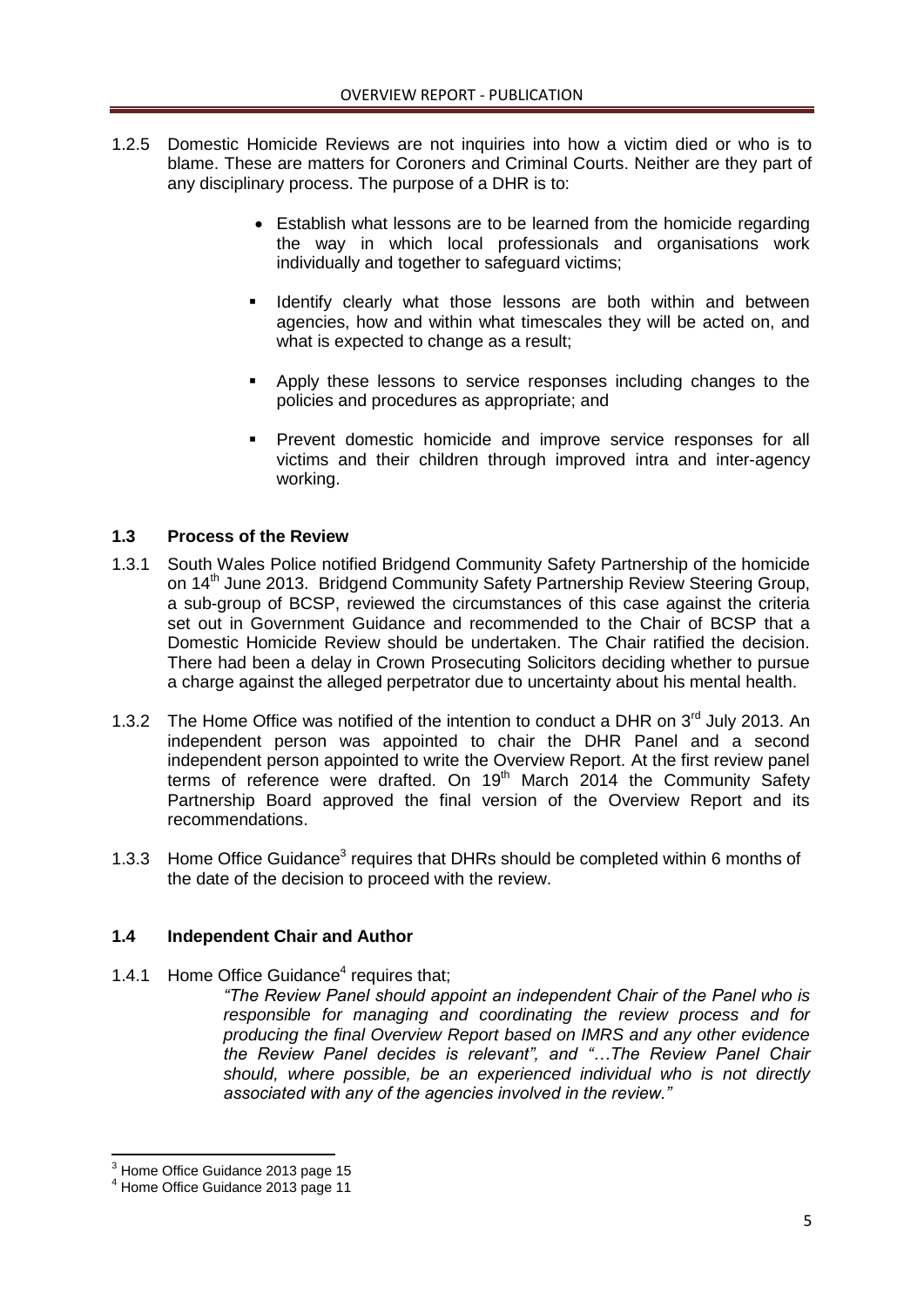1.2.5 Domestic Homicide Reviews are not inquiries into how a victim died or who is to blame. These are matters for Coroners and Criminal Courts. Neither are they part of any disciplinary process. The purpose of a DHR is to:

- Establish what lessons are to be learned from the homicide regarding the way in which local professionals and organisations work individually and together to safeguard victims;
- Identify clearly what those lessons are both within and between agencies, how and within what timescales they will be acted on, and what is expected to change as a result;
- Apply these lessons to service responses including changes to the policies and procedures as appropriate; and
- Prevent domestic homicide and improve service responses for all victims and their children through improved intra and inter-agency working.

### 1.3 Process of the Review

1.3.1 South Wales Police notified Bridgend Community Safety Partnership of the homicide on 14th June 2013. Bridgend Community Safety Partnership Review Steering Group, a sub-group of BCSP, reviewed the circumstances of this case against the criteria set out in Government Guidance and recommended to the Chair of BCSP that a Domestic Homicide Review should be undertaken. The Chair ratified the decision. There had been a delay in Crown Prosecuting Solicitors deciding whether to pursue a charge against the alleged perpetrator due to uncertainty about his mental health.

1.3.2 The Home Office was notified of the intention to conduct a DHR on 3rd July 2013. An independent person was appointed to chair the DHR Panel and a second independent person appointed to write the Overview Report. At the first review panel terms of reference were drafted. On 19th March 2014 the Community Safety Partnership Board approved the final version of the Overview Report and its recommendations.

1.3.3 Home Office Guidance[3] requires that DHRs should be completed within 6 months of the date of the decision to proceed with the review.

### 1.4 Independent Chair and Author

1.4.1 Home Office Guidance[4] requires that;

> *"The Review Panel should appoint an independent Chair of the Panel who is responsible for managing and coordinating the review process and for producing the final Overview Report based on IMRS and any other evidence the Review Panel decides is relevant", and "…The Review Panel Chair should, where possible, be an experienced individual who is not directly associated with any of the agencies involved in the review."*

---

[3] Home Office Guidance 2013 page 15

[4] Home Office Guidance 2013 page 11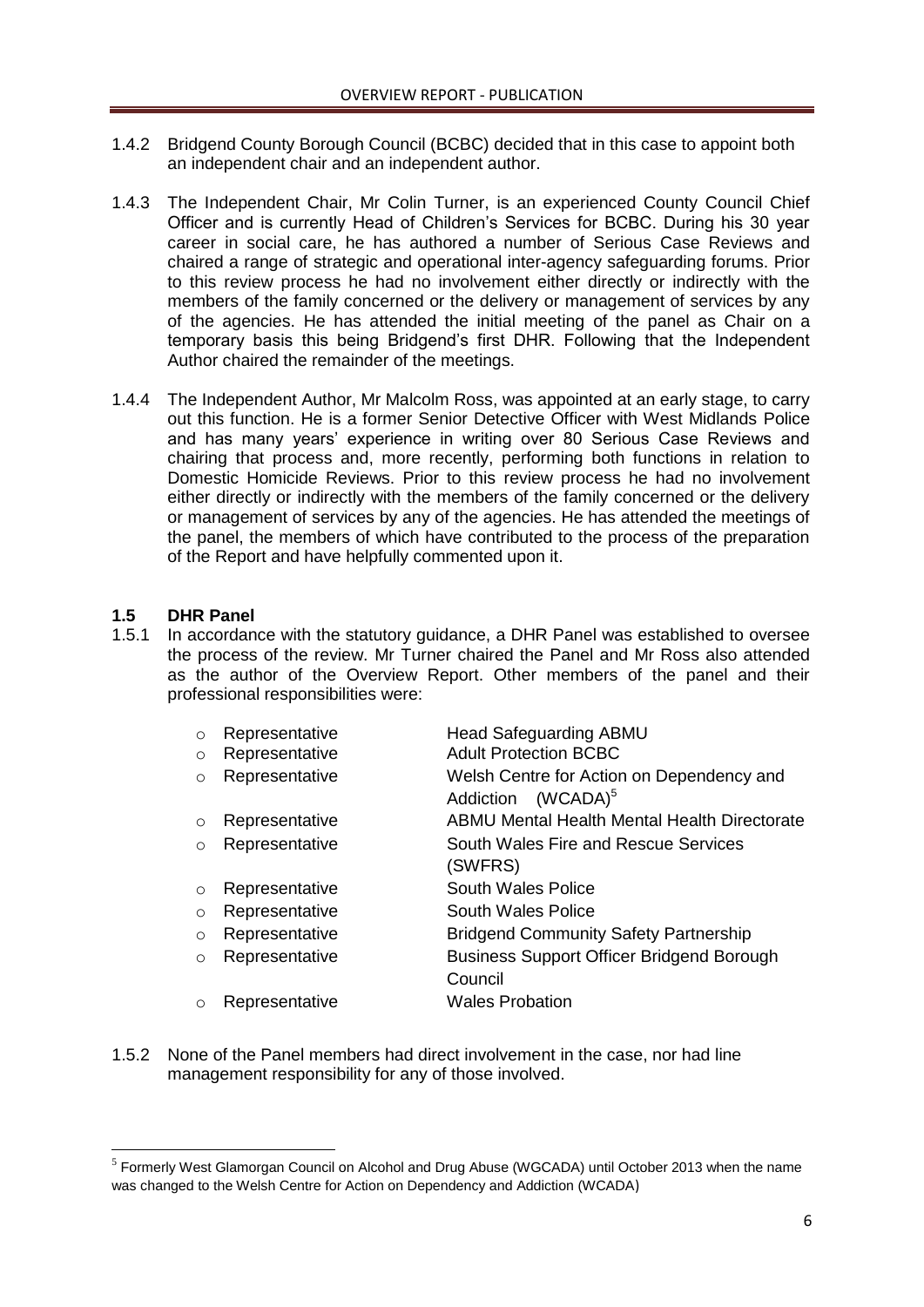1.4.2 Bridgend County Borough Council (BCBC) decided that in this case to appoint both an independent chair and an independent author.

1.4.3 The Independent Chair, Mr Colin Turner, is an experienced County Council Chief Officer and is currently Head of Children's Services for BCBC. During his 30 year career in social care, he has authored a number of Serious Case Reviews and chaired a range of strategic and operational inter-agency safeguarding forums. Prior to this review process he had no involvement either directly or indirectly with the members of the family concerned or the delivery or management of services by any of the agencies. He has attended the initial meeting of the panel as Chair on a temporary basis this being Bridgend's first DHR. Following that the Independent Author chaired the remainder of the meetings.

1.4.4 The Independent Author, Mr Malcolm Ross, was appointed at an early stage, to carry out this function. He is a former Senior Detective Officer with West Midlands Police and has many years' experience in writing over 80 Serious Case Reviews and chairing that process and, more recently, performing both functions in relation to Domestic Homicide Reviews. Prior to this review process he had no involvement either directly or indirectly with the members of the family concerned or the delivery or management of services by any of the agencies. He has attended the meetings of the panel, the members of which have contributed to the process of the preparation of the Report and have helpfully commented upon it.

## 1.5 DHR Panel

1.5.1 In accordance with the statutory guidance, a DHR Panel was established to oversee the process of the review. Mr Turner chaired the Panel and Mr Ross also attended as the author of the Overview Report. Other members of the panel and their professional responsibilities were:

- Representative — Head Safeguarding ABMU
- Representative — Adult Protection BCBC
- Representative — Welsh Centre for Action on Dependency and Addiction (WCADA)[5]
- Representative — ABMU Mental Health Mental Health Directorate
- Representative — South Wales Fire and Rescue Services (SWFRS)
- Representative — South Wales Police
- Representative — South Wales Police
- Representative — Bridgend Community Safety Partnership
- Representative — Business Support Officer Bridgend Borough Council
- Representative — Wales Probation

1.5.2 None of the Panel members had direct involvement in the case, nor had line management responsibility for any of those involved.

[5] Formerly West Glamorgan Council on Alcohol and Drug Abuse (WGCADA) until October 2013 when the name was changed to the Welsh Centre for Action on Dependency and Addiction (WCADA)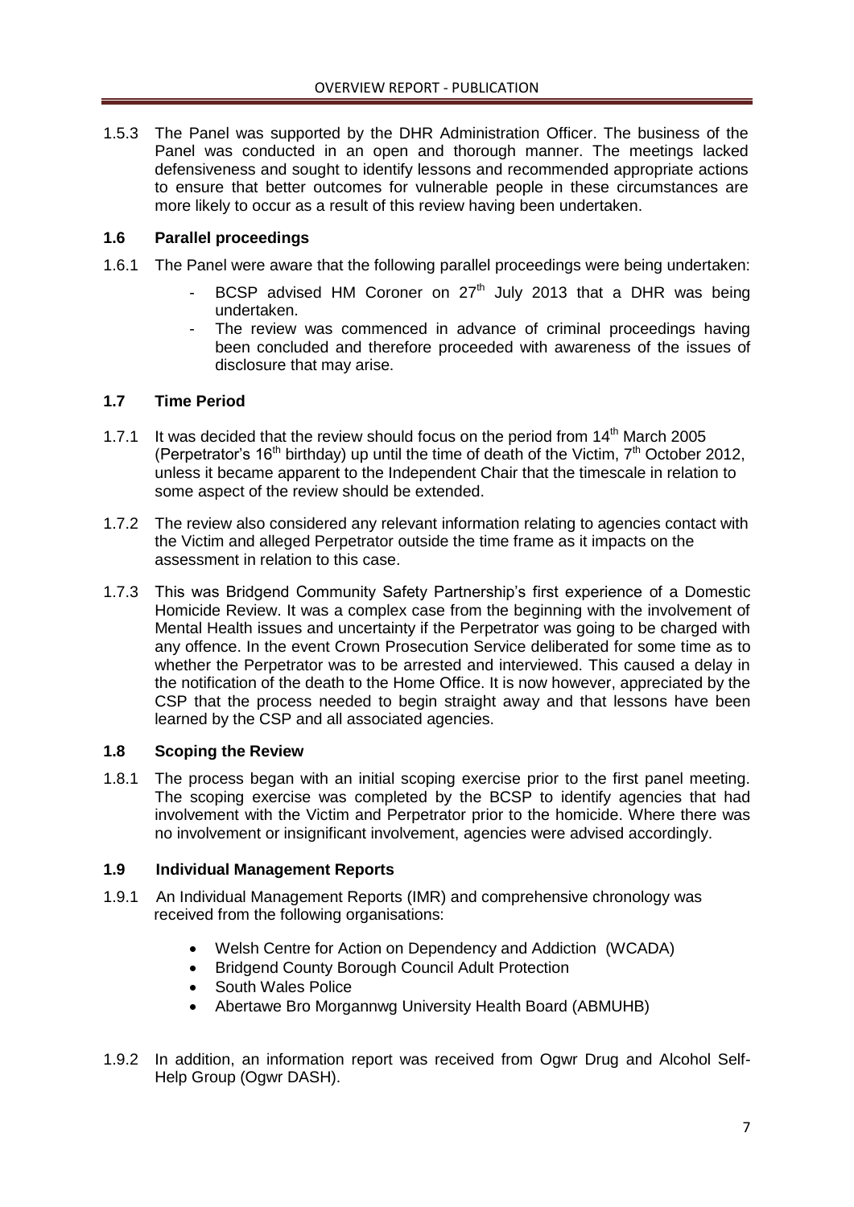1.5.3 The Panel was supported by the DHR Administration Officer. The business of the Panel was conducted in an open and thorough manner. The meetings lacked defensiveness and sought to identify lessons and recommended appropriate actions to ensure that better outcomes for vulnerable people in these circumstances are more likely to occur as a result of this review having been undertaken.

### 1.6 Parallel proceedings

1.6.1 The Panel were aware that the following parallel proceedings were being undertaken:

- BCSP advised HM Coroner on 27th July 2013 that a DHR was being undertaken.
- The review was commenced in advance of criminal proceedings having been concluded and therefore proceeded with awareness of the issues of disclosure that may arise.

### 1.7 Time Period

1.7.1 It was decided that the review should focus on the period from 14th March 2005 (Perpetrator's 16th birthday) up until the time of death of the Victim, 7th October 2012, unless it became apparent to the Independent Chair that the timescale in relation to some aspect of the review should be extended.

1.7.2 The review also considered any relevant information relating to agencies contact with the Victim and alleged Perpetrator outside the time frame as it impacts on the assessment in relation to this case.

1.7.3 This was Bridgend Community Safety Partnership's first experience of a Domestic Homicide Review. It was a complex case from the beginning with the involvement of Mental Health issues and uncertainty if the Perpetrator was going to be charged with any offence. In the event Crown Prosecution Service deliberated for some time as to whether the Perpetrator was to be arrested and interviewed. This caused a delay in the notification of the death to the Home Office. It is now however, appreciated by the CSP that the process needed to begin straight away and that lessons have been learned by the CSP and all associated agencies.

### 1.8 Scoping the Review

1.8.1 The process began with an initial scoping exercise prior to the first panel meeting. The scoping exercise was completed by the BCSP to identify agencies that had involvement with the Victim and Perpetrator prior to the homicide. Where there was no involvement or insignificant involvement, agencies were advised accordingly.

### 1.9 Individual Management Reports

1.9.1 An Individual Management Reports (IMR) and comprehensive chronology was received from the following organisations:

- Welsh Centre for Action on Dependency and Addiction (WCADA)
- Bridgend County Borough Council Adult Protection
- South Wales Police
- Abertawe Bro Morgannwg University Health Board (ABMUHB)

1.9.2 In addition, an information report was received from Ogwr Drug and Alcohol Self-Help Group (Ogwr DASH).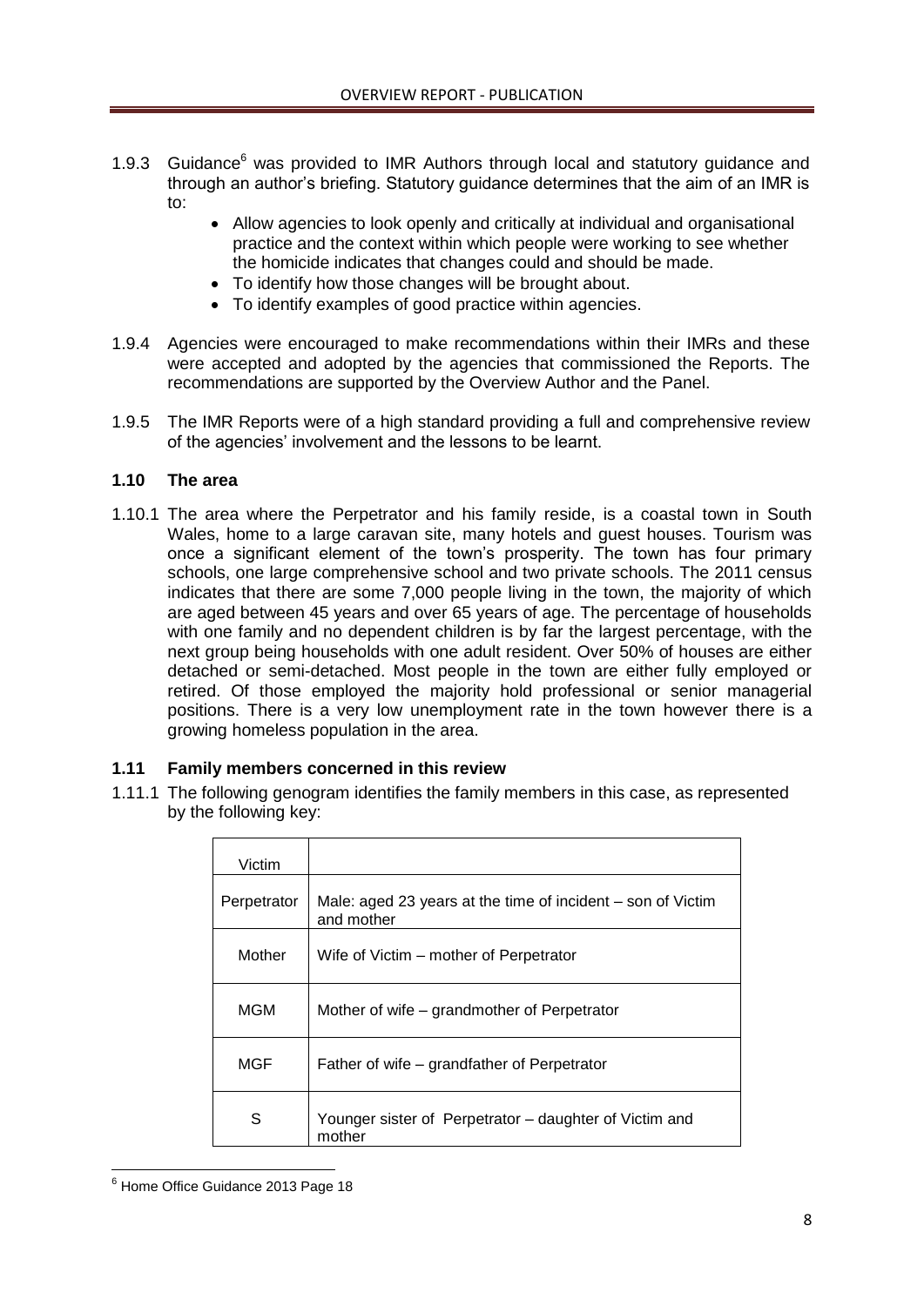1.9.3 Guidance[6] was provided to IMR Authors through local and statutory guidance and through an author's briefing. Statutory guidance determines that the aim of an IMR is to:

- Allow agencies to look openly and critically at individual and organisational practice and the context within which people were working to see whether the homicide indicates that changes could and should be made.
- To identify how those changes will be brought about.
- To identify examples of good practice within agencies.

1.9.4 Agencies were encouraged to make recommendations within their IMRs and these were accepted and adopted by the agencies that commissioned the Reports. The recommendations are supported by the Overview Author and the Panel.

1.9.5 The IMR Reports were of a high standard providing a full and comprehensive review of the agencies' involvement and the lessons to be learnt.

### 1.10 The area

1.10.1 The area where the Perpetrator and his family reside, is a coastal town in South Wales, home to a large caravan site, many hotels and guest houses. Tourism was once a significant element of the town's prosperity. The town has four primary schools, one large comprehensive school and two private schools. The 2011 census indicates that there are some 7,000 people living in the town, the majority of which are aged between 45 years and over 65 years of age. The percentage of households with one family and no dependent children is by far the largest percentage, with the next group being households with one adult resident. Over 50% of houses are either detached or semi-detached. Most people in the town are either fully employed or retired. Of those employed the majority hold professional or senior managerial positions. There is a very low unemployment rate in the town however there is a growing homeless population in the area.

### 1.11 Family members concerned in this review

1.11.1 The following genogram identifies the family members in this case, as represented by the following key:

| Victim | |
|---|---|
| Perpetrator | Male: aged 23 years at the time of incident – son of Victim and mother |
| Mother | Wife of Victim – mother of Perpetrator |
| MGM | Mother of wife – grandmother of Perpetrator |
| MGF | Father of wife – grandfather of Perpetrator |
| S | Younger sister of Perpetrator – daughter of Victim and mother |

[6] Home Office Guidance 2013 Page 18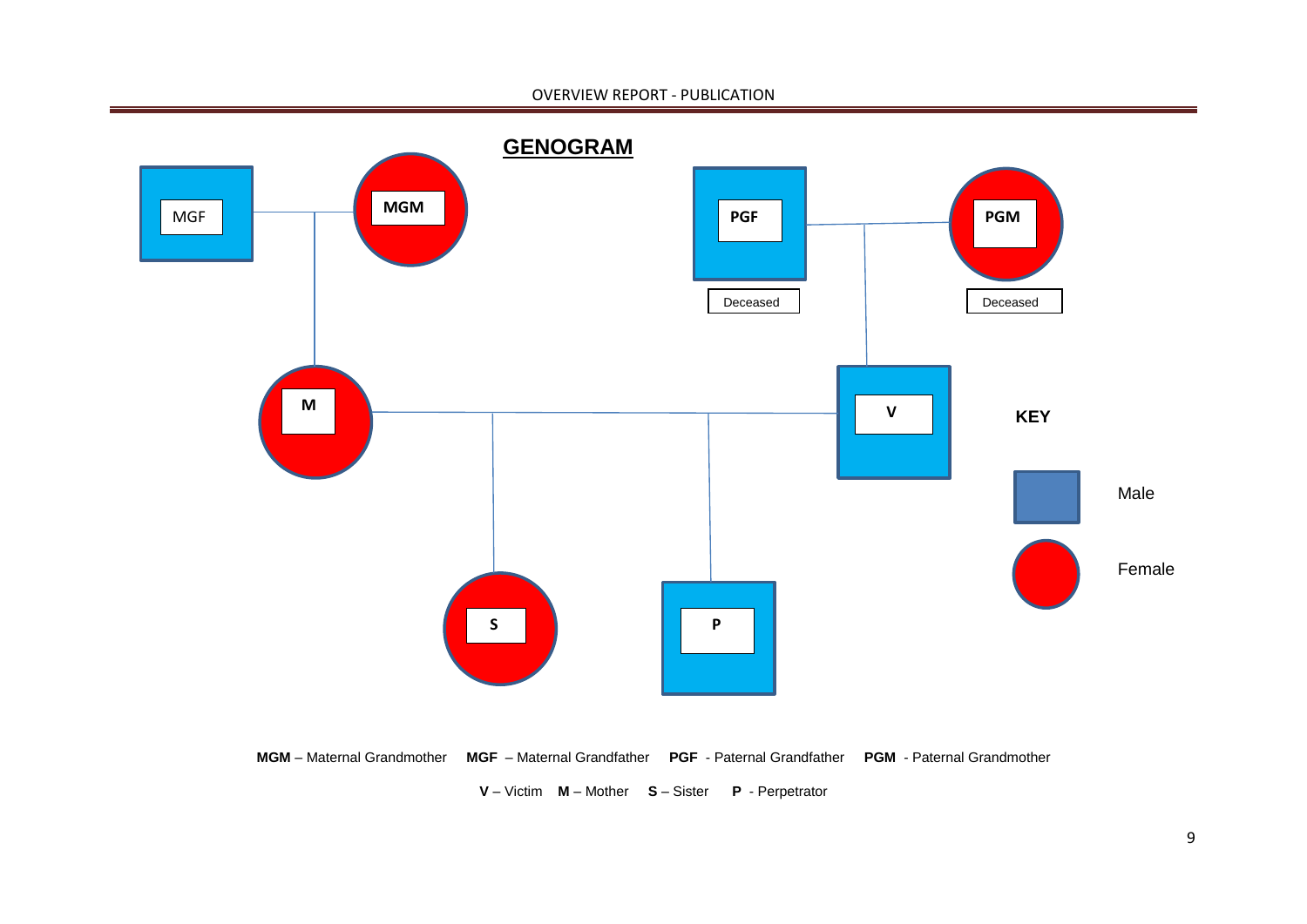## GENOGRAM

MGF

MGM

PGF

Deceased

PGM

Deceased

M

V

KEY

Male

Female

S

P

**MGM** – Maternal Grandmother **MGF** – Maternal Grandfather **PGF** - Paternal Grandfather **PGM** - Paternal Grandmother

**V** – Victim **M** – Mother **S** – Sister **P** - Perpetrator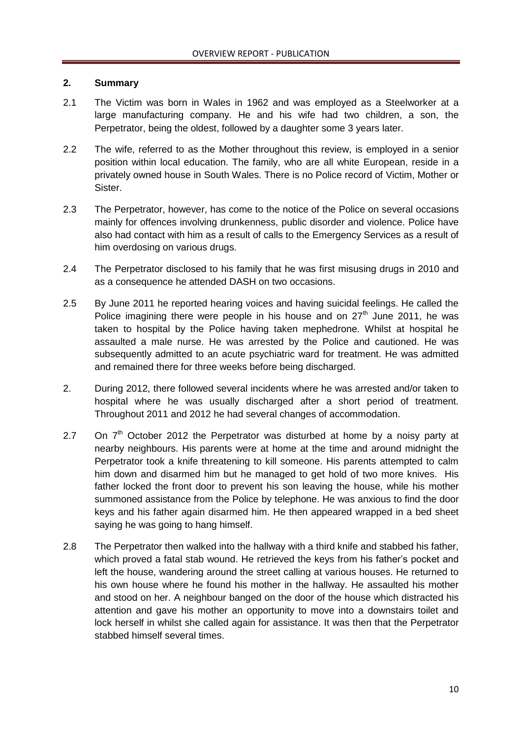## 2. Summary

2.1 The Victim was born in Wales in 1962 and was employed as a Steelworker at a large manufacturing company. He and his wife had two children, a son, the Perpetrator, being the oldest, followed by a daughter some 3 years later.

2.2 The wife, referred to as the Mother throughout this review, is employed in a senior position within local education. The family, who are all white European, reside in a privately owned house in South Wales. There is no Police record of Victim, Mother or Sister.

2.3 The Perpetrator, however, has come to the notice of the Police on several occasions mainly for offences involving drunkenness, public disorder and violence. Police have also had contact with him as a result of calls to the Emergency Services as a result of him overdosing on various drugs.

2.4 The Perpetrator disclosed to his family that he was first misusing drugs in 2010 and as a consequence he attended DASH on two occasions.

2.5 By June 2011 he reported hearing voices and having suicidal feelings. He called the Police imagining there were people in his house and on 27th June 2011, he was taken to hospital by the Police having taken mephedrone. Whilst at hospital he assaulted a male nurse. He was arrested by the Police and cautioned. He was subsequently admitted to an acute psychiatric ward for treatment. He was admitted and remained there for three weeks before being discharged.

2. During 2012, there followed several incidents where he was arrested and/or taken to hospital where he was usually discharged after a short period of treatment. Throughout 2011 and 2012 he had several changes of accommodation.

2.7 On 7th October 2012 the Perpetrator was disturbed at home by a noisy party at nearby neighbours. His parents were at home at the time and around midnight the Perpetrator took a knife threatening to kill someone. His parents attempted to calm him down and disarmed him but he managed to get hold of two more knives. His father locked the front door to prevent his son leaving the house, while his mother summoned assistance from the Police by telephone. He was anxious to find the door keys and his father again disarmed him. He then appeared wrapped in a bed sheet saying he was going to hang himself.

2.8 The Perpetrator then walked into the hallway with a third knife and stabbed his father, which proved a fatal stab wound. He retrieved the keys from his father's pocket and left the house, wandering around the street calling at various houses. He returned to his own house where he found his mother in the hallway. He assaulted his mother and stood on her. A neighbour banged on the door of the house which distracted his attention and gave his mother an opportunity to move into a downstairs toilet and lock herself in whilst she called again for assistance. It was then that the Perpetrator stabbed himself several times.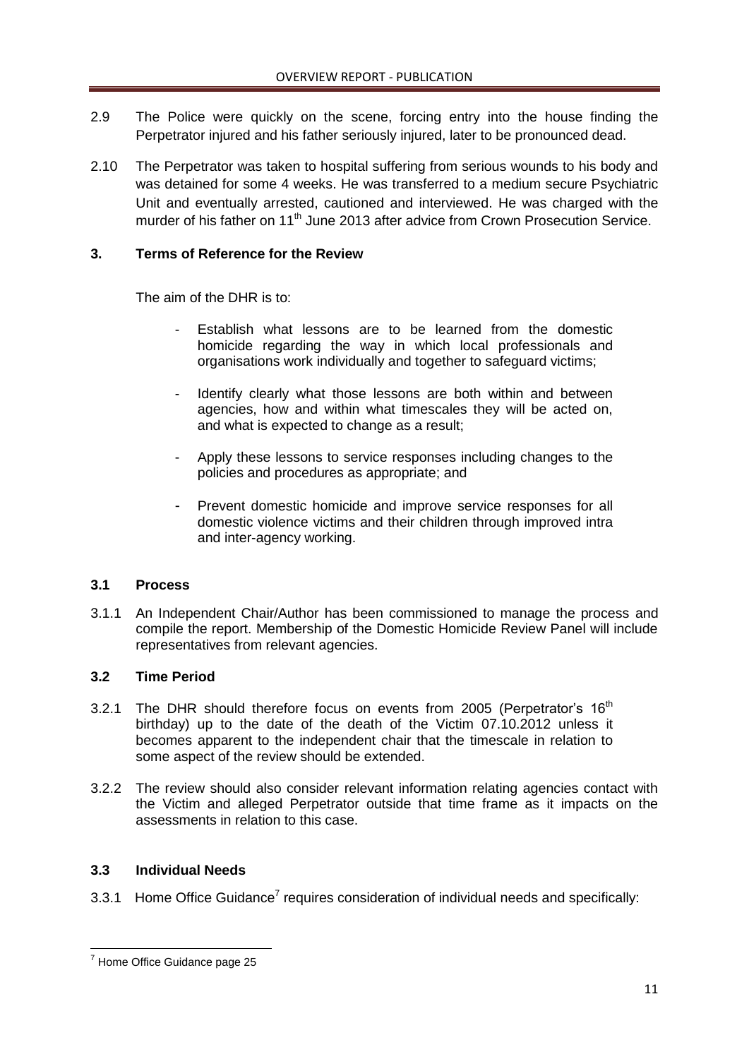2.9 The Police were quickly on the scene, forcing entry into the house finding the Perpetrator injured and his father seriously injured, later to be pronounced dead.

2.10 The Perpetrator was taken to hospital suffering from serious wounds to his body and was detained for some 4 weeks. He was transferred to a medium secure Psychiatric Unit and eventually arrested, cautioned and interviewed. He was charged with the murder of his father on 11th June 2013 after advice from Crown Prosecution Service.

## 3. Terms of Reference for the Review

The aim of the DHR is to:

- Establish what lessons are to be learned from the domestic homicide regarding the way in which local professionals and organisations work individually and together to safeguard victims;
- Identify clearly what those lessons are both within and between agencies, how and within what timescales they will be acted on, and what is expected to change as a result;
- Apply these lessons to service responses including changes to the policies and procedures as appropriate; and
- Prevent domestic homicide and improve service responses for all domestic violence victims and their children through improved intra and inter-agency working.

### 3.1 Process

3.1.1 An Independent Chair/Author has been commissioned to manage the process and compile the report. Membership of the Domestic Homicide Review Panel will include representatives from relevant agencies.

### 3.2 Time Period

3.2.1 The DHR should therefore focus on events from 2005 (Perpetrator's 16th birthday) up to the date of the death of the Victim 07.10.2012 unless it becomes apparent to the independent chair that the timescale in relation to some aspect of the review should be extended.

3.2.2 The review should also consider relevant information relating agencies contact with the Victim and alleged Perpetrator outside that time frame as it impacts on the assessments in relation to this case.

### 3.3 Individual Needs

3.3.1 Home Office Guidance[7] requires consideration of individual needs and specifically:

---

[7] Home Office Guidance page 25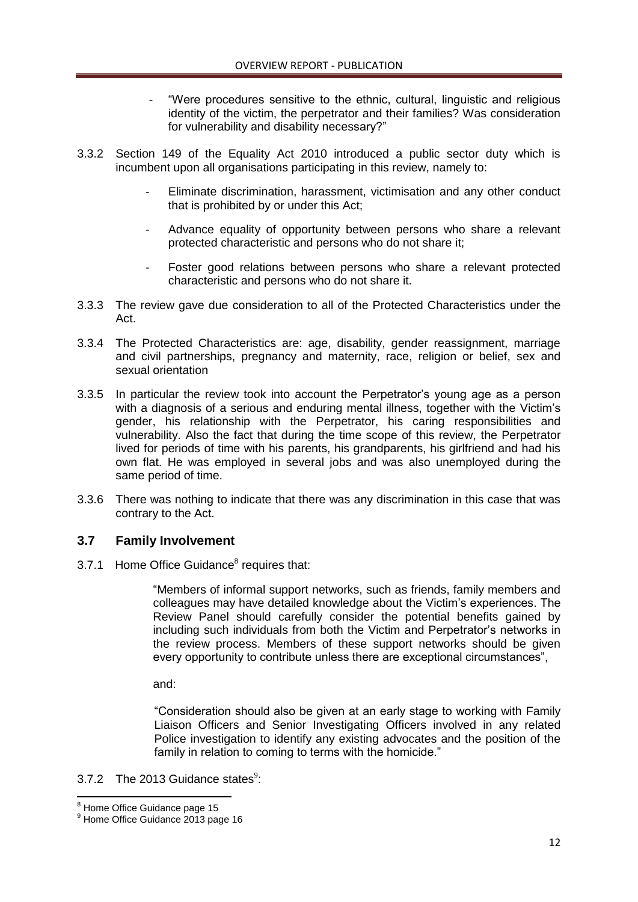- "Were procedures sensitive to the ethnic, cultural, linguistic and religious identity of the victim, the perpetrator and their families? Was consideration for vulnerability and disability necessary?"

3.3.2 Section 149 of the Equality Act 2010 introduced a public sector duty which is incumbent upon all organisations participating in this review, namely to:

- Eliminate discrimination, harassment, victimisation and any other conduct that is prohibited by or under this Act;
- Advance equality of opportunity between persons who share a relevant protected characteristic and persons who do not share it;
- Foster good relations between persons who share a relevant protected characteristic and persons who do not share it.

3.3.3 The review gave due consideration to all of the Protected Characteristics under the Act.

3.3.4 The Protected Characteristics are: age, disability, gender reassignment, marriage and civil partnerships, pregnancy and maternity, race, religion or belief, sex and sexual orientation

3.3.5 In particular the review took into account the Perpetrator's young age as a person with a diagnosis of a serious and enduring mental illness, together with the Victim's gender, his relationship with the Perpetrator, his caring responsibilities and vulnerability. Also the fact that during the time scope of this review, the Perpetrator lived for periods of time with his parents, his grandparents, his girlfriend and had his own flat. He was employed in several jobs and was also unemployed during the same period of time.

3.3.6 There was nothing to indicate that there was any discrimination in this case that was contrary to the Act.

### 3.7 Family Involvement

3.7.1 Home Office Guidance[8] requires that:

> "Members of informal support networks, such as friends, family members and colleagues may have detailed knowledge about the Victim's experiences. The Review Panel should carefully consider the potential benefits gained by including such individuals from both the Victim and Perpetrator's networks in the review process. Members of these support networks should be given every opportunity to contribute unless there are exceptional circumstances",
>
> and:
>
> "Consideration should also be given at an early stage to working with Family Liaison Officers and Senior Investigating Officers involved in any related Police investigation to identify any existing advocates and the position of the family in relation to coming to terms with the homicide."

3.7.2 The 2013 Guidance states[9]:

---

[8] Home Office Guidance page 15

[9] Home Office Guidance 2013 page 16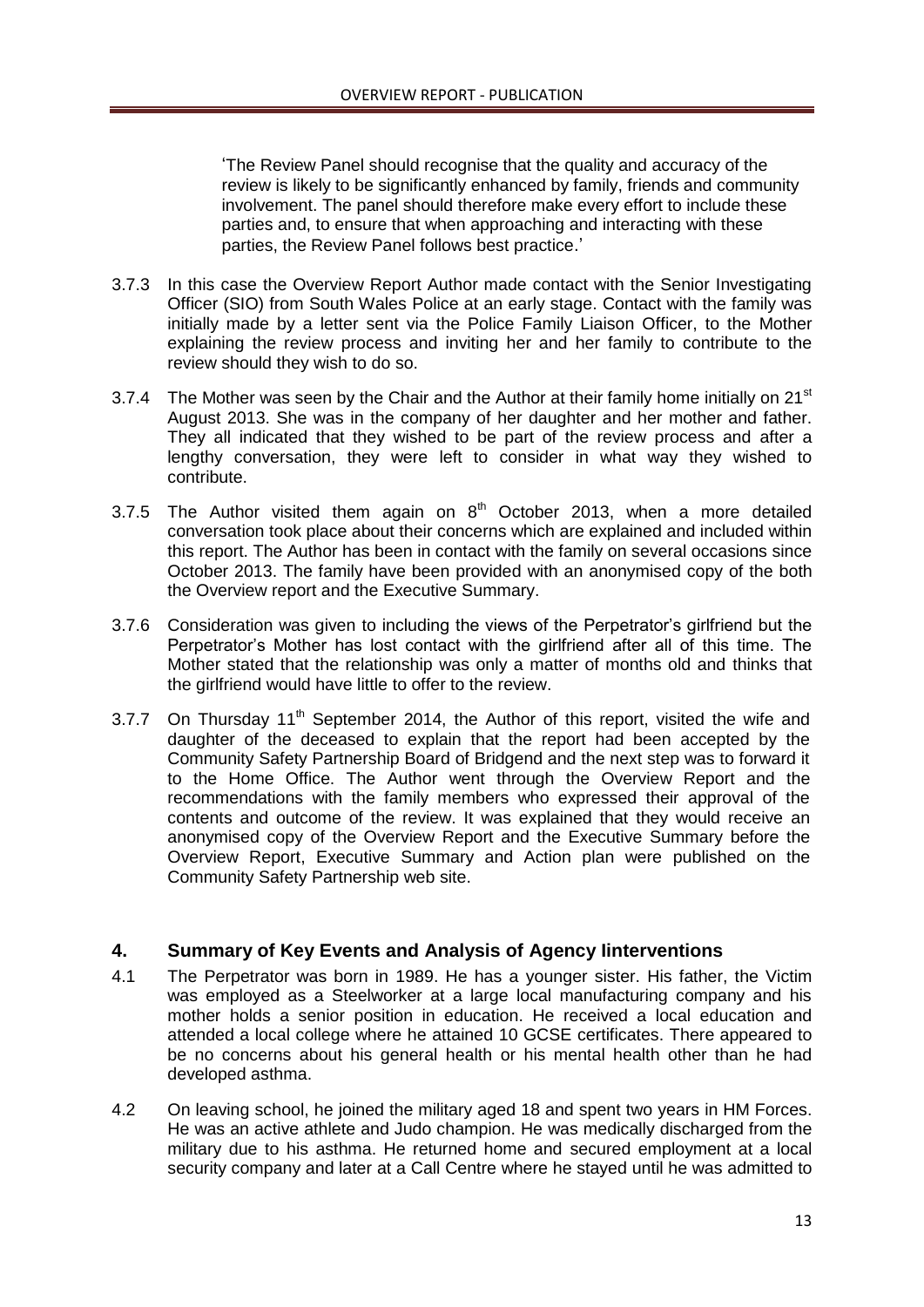'The Review Panel should recognise that the quality and accuracy of the review is likely to be significantly enhanced by family, friends and community involvement. The panel should therefore make every effort to include these parties and, to ensure that when approaching and interacting with these parties, the Review Panel follows best practice.'

3.7.3 In this case the Overview Report Author made contact with the Senior Investigating Officer (SIO) from South Wales Police at an early stage. Contact with the family was initially made by a letter sent via the Police Family Liaison Officer, to the Mother explaining the review process and inviting her and her family to contribute to the review should they wish to do so.

3.7.4 The Mother was seen by the Chair and the Author at their family home initially on 21st August 2013. She was in the company of her daughter and her mother and father. They all indicated that they wished to be part of the review process and after a lengthy conversation, they were left to consider in what way they wished to contribute.

3.7.5 The Author visited them again on 8th October 2013, when a more detailed conversation took place about their concerns which are explained and included within this report. The Author has been in contact with the family on several occasions since October 2013. The family have been provided with an anonymised copy of the both the Overview report and the Executive Summary.

3.7.6 Consideration was given to including the views of the Perpetrator's girlfriend but the Perpetrator's Mother has lost contact with the girlfriend after all of this time. The Mother stated that the relationship was only a matter of months old and thinks that the girlfriend would have little to offer to the review.

3.7.7 On Thursday 11th September 2014, the Author of this report, visited the wife and daughter of the deceased to explain that the report had been accepted by the Community Safety Partnership Board of Bridgend and the next step was to forward it to the Home Office. The Author went through the Overview Report and the recommendations with the family members who expressed their approval of the contents and outcome of the review. It was explained that they would receive an anonymised copy of the Overview Report and the Executive Summary before the Overview Report, Executive Summary and Action plan were published on the Community Safety Partnership web site.

## 4. Summary of Key Events and Analysis of Agency Iinterventions

4.1 The Perpetrator was born in 1989. He has a younger sister. His father, the Victim was employed as a Steelworker at a large local manufacturing company and his mother holds a senior position in education. He received a local education and attended a local college where he attained 10 GCSE certificates. There appeared to be no concerns about his general health or his mental health other than he had developed asthma.

4.2 On leaving school, he joined the military aged 18 and spent two years in HM Forces. He was an active athlete and Judo champion. He was medically discharged from the military due to his asthma. He returned home and secured employment at a local security company and later at a Call Centre where he stayed until he was admitted to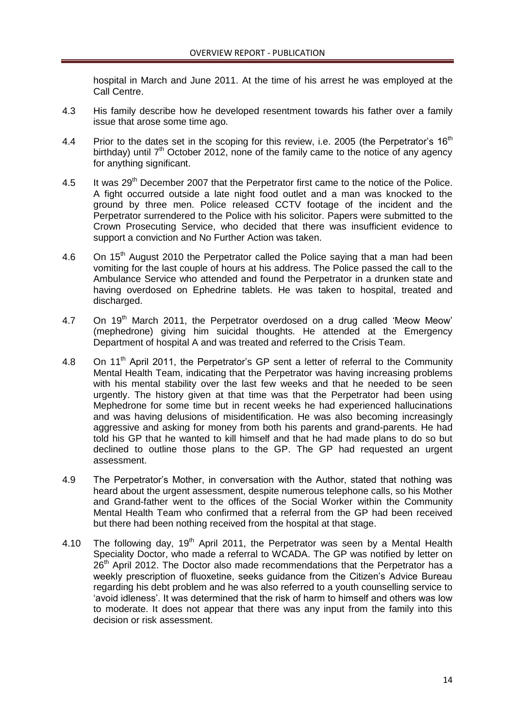hospital in March and June 2011. At the time of his arrest he was employed at the Call Centre.

4.3 His family describe how he developed resentment towards his father over a family issue that arose some time ago.

4.4 Prior to the dates set in the scoping for this review, i.e. 2005 (the Perpetrator's 16th birthday) until 7th October 2012, none of the family came to the notice of any agency for anything significant.

4.5 It was 29th December 2007 that the Perpetrator first came to the notice of the Police. A fight occurred outside a late night food outlet and a man was knocked to the ground by three men. Police released CCTV footage of the incident and the Perpetrator surrendered to the Police with his solicitor. Papers were submitted to the Crown Prosecuting Service, who decided that there was insufficient evidence to support a conviction and No Further Action was taken.

4.6 On 15th August 2010 the Perpetrator called the Police saying that a man had been vomiting for the last couple of hours at his address. The Police passed the call to the Ambulance Service who attended and found the Perpetrator in a drunken state and having overdosed on Ephedrine tablets. He was taken to hospital, treated and discharged.

4.7 On 19th March 2011, the Perpetrator overdosed on a drug called 'Meow Meow' (mephedrone) giving him suicidal thoughts. He attended at the Emergency Department of hospital A and was treated and referred to the Crisis Team.

4.8 On 11th April 2011, the Perpetrator's GP sent a letter of referral to the Community Mental Health Team, indicating that the Perpetrator was having increasing problems with his mental stability over the last few weeks and that he needed to be seen urgently. The history given at that time was that the Perpetrator had been using Mephedrone for some time but in recent weeks he had experienced hallucinations and was having delusions of misidentification. He was also becoming increasingly aggressive and asking for money from both his parents and grand-parents. He had told his GP that he wanted to kill himself and that he had made plans to do so but declined to outline those plans to the GP. The GP had requested an urgent assessment.

4.9 The Perpetrator's Mother, in conversation with the Author, stated that nothing was heard about the urgent assessment, despite numerous telephone calls, so his Mother and Grand-father went to the offices of the Social Worker within the Community Mental Health Team who confirmed that a referral from the GP had been received but there had been nothing received from the hospital at that stage.

4.10 The following day, 19th April 2011, the Perpetrator was seen by a Mental Health Speciality Doctor, who made a referral to WCADA. The GP was notified by letter on 26th April 2012. The Doctor also made recommendations that the Perpetrator has a weekly prescription of fluoxetine, seeks guidance from the Citizen's Advice Bureau regarding his debt problem and he was also referred to a youth counselling service to 'avoid idleness'. It was determined that the risk of harm to himself and others was low to moderate. It does not appear that there was any input from the family into this decision or risk assessment.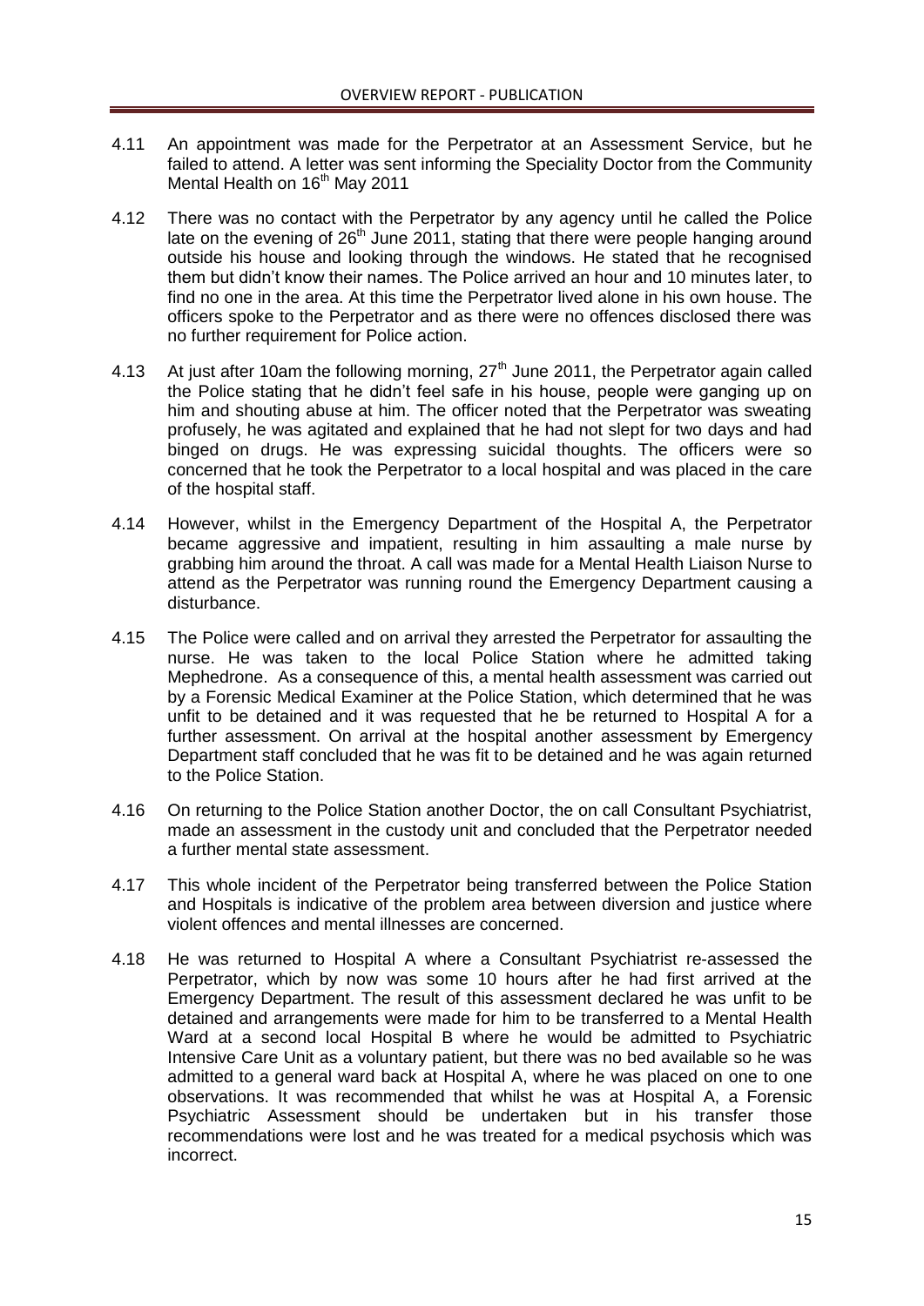4.11 An appointment was made for the Perpetrator at an Assessment Service, but he failed to attend. A letter was sent informing the Speciality Doctor from the Community Mental Health on 16th May 2011

4.12 There was no contact with the Perpetrator by any agency until he called the Police late on the evening of 26th June 2011, stating that there were people hanging around outside his house and looking through the windows. He stated that he recognised them but didn't know their names. The Police arrived an hour and 10 minutes later, to find no one in the area. At this time the Perpetrator lived alone in his own house. The officers spoke to the Perpetrator and as there were no offences disclosed there was no further requirement for Police action.

4.13 At just after 10am the following morning, 27th June 2011, the Perpetrator again called the Police stating that he didn't feel safe in his house, people were ganging up on him and shouting abuse at him. The officer noted that the Perpetrator was sweating profusely, he was agitated and explained that he had not slept for two days and had binged on drugs. He was expressing suicidal thoughts. The officers were so concerned that he took the Perpetrator to a local hospital and was placed in the care of the hospital staff.

4.14 However, whilst in the Emergency Department of the Hospital A, the Perpetrator became aggressive and impatient, resulting in him assaulting a male nurse by grabbing him around the throat. A call was made for a Mental Health Liaison Nurse to attend as the Perpetrator was running round the Emergency Department causing a disturbance.

4.15 The Police were called and on arrival they arrested the Perpetrator for assaulting the nurse. He was taken to the local Police Station where he admitted taking Mephedrone. As a consequence of this, a mental health assessment was carried out by a Forensic Medical Examiner at the Police Station, which determined that he was unfit to be detained and it was requested that he be returned to Hospital A for a further assessment. On arrival at the hospital another assessment by Emergency Department staff concluded that he was fit to be detained and he was again returned to the Police Station.

4.16 On returning to the Police Station another Doctor, the on call Consultant Psychiatrist, made an assessment in the custody unit and concluded that the Perpetrator needed a further mental state assessment.

4.17 This whole incident of the Perpetrator being transferred between the Police Station and Hospitals is indicative of the problem area between diversion and justice where violent offences and mental illnesses are concerned.

4.18 He was returned to Hospital A where a Consultant Psychiatrist re-assessed the Perpetrator, which by now was some 10 hours after he had first arrived at the Emergency Department. The result of this assessment declared he was unfit to be detained and arrangements were made for him to be transferred to a Mental Health Ward at a second local Hospital B where he would be admitted to Psychiatric Intensive Care Unit as a voluntary patient, but there was no bed available so he was admitted to a general ward back at Hospital A, where he was placed on one to one observations. It was recommended that whilst he was at Hospital A, a Forensic Psychiatric Assessment should be undertaken but in his transfer those recommendations were lost and he was treated for a medical psychosis which was incorrect.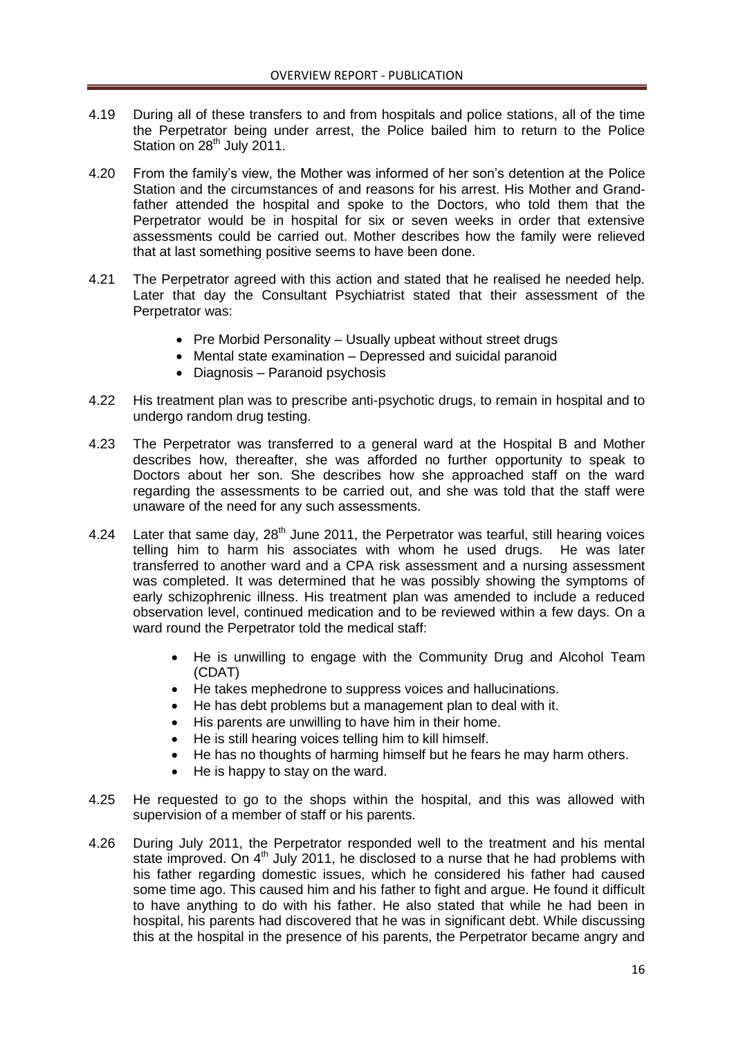4.19 During all of these transfers to and from hospitals and police stations, all of the time the Perpetrator being under arrest, the Police bailed him to return to the Police Station on 28th July 2011.

4.20 From the family's view, the Mother was informed of her son's detention at the Police Station and the circumstances of and reasons for his arrest. His Mother and Grandfather attended the hospital and spoke to the Doctors, who told them that the Perpetrator would be in hospital for six or seven weeks in order that extensive assessments could be carried out. Mother describes how the family were relieved that at last something positive seems to have been done.

4.21 The Perpetrator agreed with this action and stated that he realised he needed help. Later that day the Consultant Psychiatrist stated that their assessment of the Perpetrator was:

- Pre Morbid Personality – Usually upbeat without street drugs
- Mental state examination – Depressed and suicidal paranoid
- Diagnosis – Paranoid psychosis

4.22 His treatment plan was to prescribe anti-psychotic drugs, to remain in hospital and to undergo random drug testing.

4.23 The Perpetrator was transferred to a general ward at the Hospital B and Mother describes how, thereafter, she was afforded no further opportunity to speak to Doctors about her son. She describes how she approached staff on the ward regarding the assessments to be carried out, and she was told that the staff were unaware of the need for any such assessments.

4.24 Later that same day, 28th June 2011, the Perpetrator was tearful, still hearing voices telling him to harm his associates with whom he used drugs. He was later transferred to another ward and a CPA risk assessment and a nursing assessment was completed. It was determined that he was possibly showing the symptoms of early schizophrenic illness. His treatment plan was amended to include a reduced observation level, continued medication and to be reviewed within a few days. On a ward round the Perpetrator told the medical staff:

- He is unwilling to engage with the Community Drug and Alcohol Team (CDAT)
- He takes mephedrone to suppress voices and hallucinations.
- He has debt problems but a management plan to deal with it.
- His parents are unwilling to have him in their home.
- He is still hearing voices telling him to kill himself.
- He has no thoughts of harming himself but he fears he may harm others.
- He is happy to stay on the ward.

4.25 He requested to go to the shops within the hospital, and this was allowed with supervision of a member of staff or his parents.

4.26 During July 2011, the Perpetrator responded well to the treatment and his mental state improved. On 4th July 2011, he disclosed to a nurse that he had problems with his father regarding domestic issues, which he considered his father had caused some time ago. This caused him and his father to fight and argue. He found it difficult to have anything to do with his father. He also stated that while he had been in hospital, his parents had discovered that he was in significant debt. While discussing this at the hospital in the presence of his parents, the Perpetrator became angry and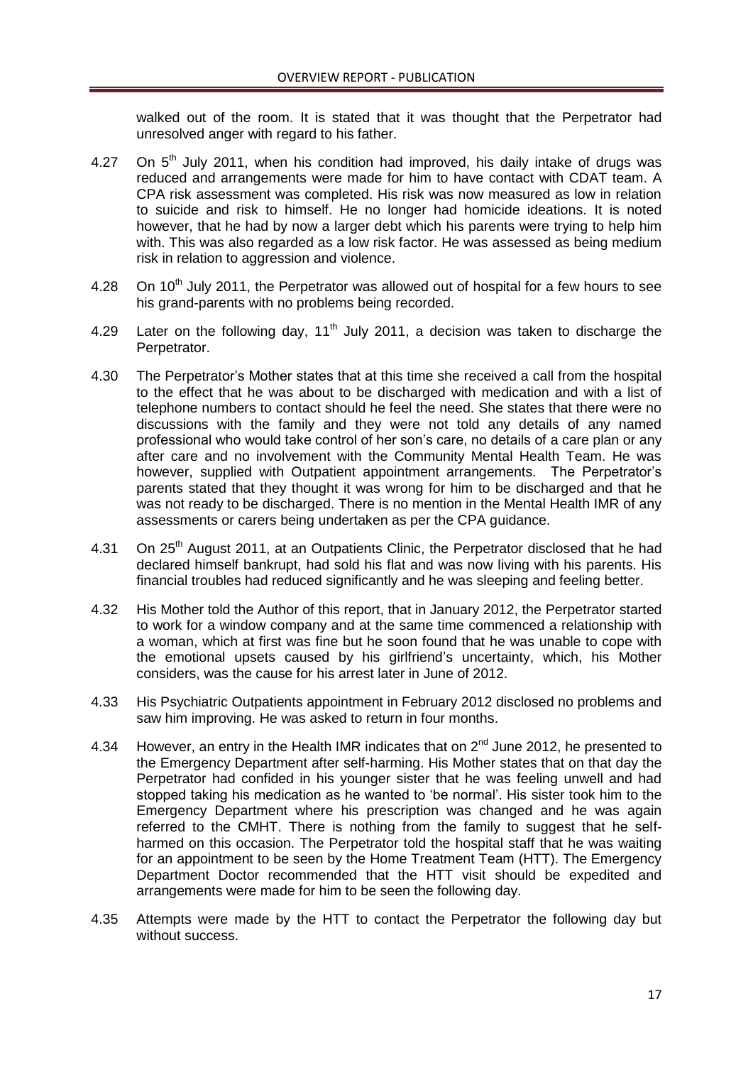walked out of the room. It is stated that it was thought that the Perpetrator had unresolved anger with regard to his father.

4.27 On 5th July 2011, when his condition had improved, his daily intake of drugs was reduced and arrangements were made for him to have contact with CDAT team. A CPA risk assessment was completed. His risk was now measured as low in relation to suicide and risk to himself. He no longer had homicide ideations. It is noted however, that he had by now a larger debt which his parents were trying to help him with. This was also regarded as a low risk factor. He was assessed as being medium risk in relation to aggression and violence.

4.28 On 10th July 2011, the Perpetrator was allowed out of hospital for a few hours to see his grand-parents with no problems being recorded.

4.29 Later on the following day, 11th July 2011, a decision was taken to discharge the Perpetrator.

4.30 The Perpetrator's Mother states that at this time she received a call from the hospital to the effect that he was about to be discharged with medication and with a list of telephone numbers to contact should he feel the need. She states that there were no discussions with the family and they were not told any details of any named professional who would take control of her son's care, no details of a care plan or any after care and no involvement with the Community Mental Health Team. He was however, supplied with Outpatient appointment arrangements. The Perpetrator's parents stated that they thought it was wrong for him to be discharged and that he was not ready to be discharged. There is no mention in the Mental Health IMR of any assessments or carers being undertaken as per the CPA guidance.

4.31 On 25th August 2011, at an Outpatients Clinic, the Perpetrator disclosed that he had declared himself bankrupt, had sold his flat and was now living with his parents. His financial troubles had reduced significantly and he was sleeping and feeling better.

4.32 His Mother told the Author of this report, that in January 2012, the Perpetrator started to work for a window company and at the same time commenced a relationship with a woman, which at first was fine but he soon found that he was unable to cope with the emotional upsets caused by his girlfriend's uncertainty, which, his Mother considers, was the cause for his arrest later in June of 2012.

4.33 His Psychiatric Outpatients appointment in February 2012 disclosed no problems and saw him improving. He was asked to return in four months.

4.34 However, an entry in the Health IMR indicates that on 2nd June 2012, he presented to the Emergency Department after self-harming. His Mother states that on that day the Perpetrator had confided in his younger sister that he was feeling unwell and had stopped taking his medication as he wanted to 'be normal'. His sister took him to the Emergency Department where his prescription was changed and he was again referred to the CMHT. There is nothing from the family to suggest that he self-harmed on this occasion. The Perpetrator told the hospital staff that he was waiting for an appointment to be seen by the Home Treatment Team (HTT). The Emergency Department Doctor recommended that the HTT visit should be expedited and arrangements were made for him to be seen the following day.

4.35 Attempts were made by the HTT to contact the Perpetrator the following day but without success.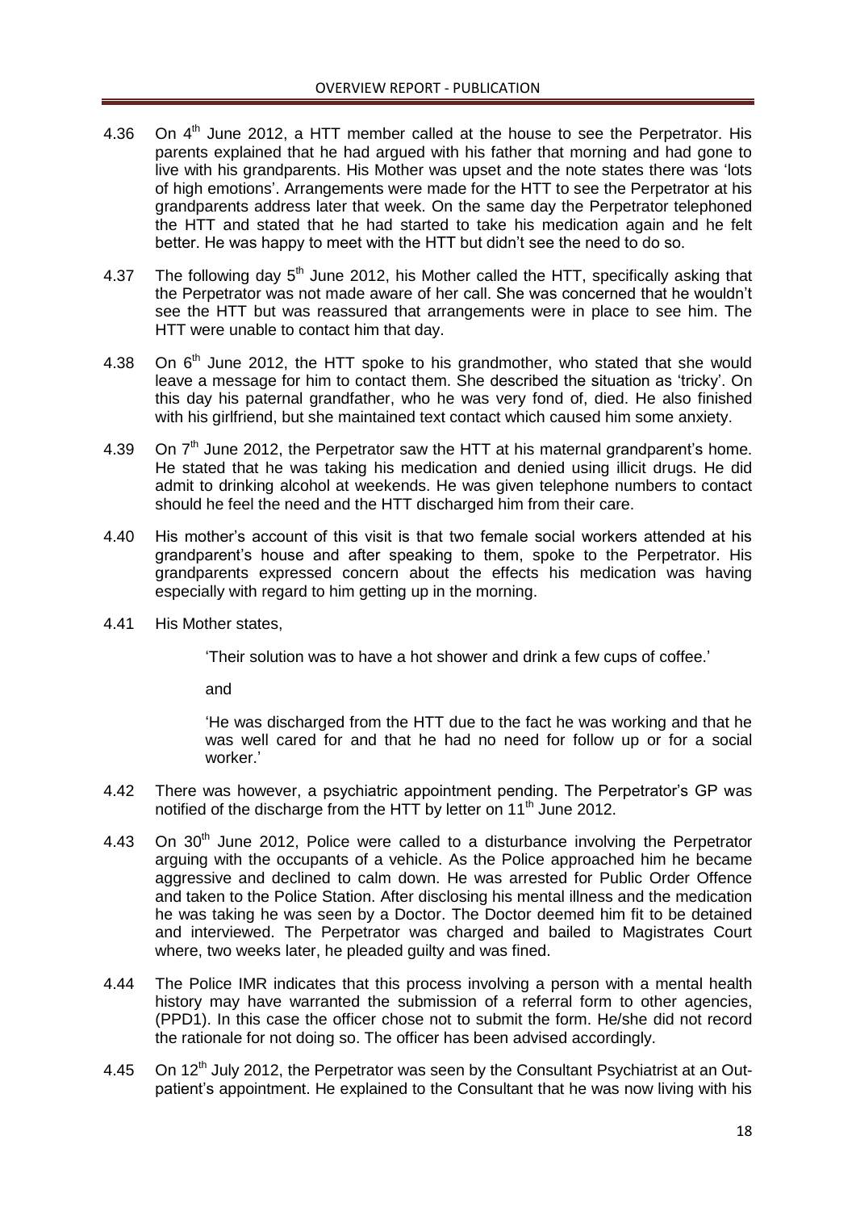4.36 On 4th June 2012, a HTT member called at the house to see the Perpetrator. His parents explained that he had argued with his father that morning and had gone to live with his grandparents. His Mother was upset and the note states there was 'lots of high emotions'. Arrangements were made for the HTT to see the Perpetrator at his grandparents address later that week. On the same day the Perpetrator telephoned the HTT and stated that he had started to take his medication again and he felt better. He was happy to meet with the HTT but didn't see the need to do so.

4.37 The following day 5th June 2012, his Mother called the HTT, specifically asking that the Perpetrator was not made aware of her call. She was concerned that he wouldn't see the HTT but was reassured that arrangements were in place to see him. The HTT were unable to contact him that day.

4.38 On 6th June 2012, the HTT spoke to his grandmother, who stated that she would leave a message for him to contact them. She described the situation as 'tricky'. On this day his paternal grandfather, who he was very fond of, died. He also finished with his girlfriend, but she maintained text contact which caused him some anxiety.

4.39 On 7th June 2012, the Perpetrator saw the HTT at his maternal grandparent's home. He stated that he was taking his medication and denied using illicit drugs. He did admit to drinking alcohol at weekends. He was given telephone numbers to contact should he feel the need and the HTT discharged him from their care.

4.40 His mother's account of this visit is that two female social workers attended at his grandparent's house and after speaking to them, spoke to the Perpetrator. His grandparents expressed concern about the effects his medication was having especially with regard to him getting up in the morning.

4.41 His Mother states,

> 'Their solution was to have a hot shower and drink a few cups of coffee.'
>
> and
>
> 'He was discharged from the HTT due to the fact he was working and that he was well cared for and that he had no need for follow up or for a social worker.'

4.42 There was however, a psychiatric appointment pending. The Perpetrator's GP was notified of the discharge from the HTT by letter on 11th June 2012.

4.43 On 30th June 2012, Police were called to a disturbance involving the Perpetrator arguing with the occupants of a vehicle. As the Police approached him he became aggressive and declined to calm down. He was arrested for Public Order Offence and taken to the Police Station. After disclosing his mental illness and the medication he was taking he was seen by a Doctor. The Doctor deemed him fit to be detained and interviewed. The Perpetrator was charged and bailed to Magistrates Court where, two weeks later, he pleaded guilty and was fined.

4.44 The Police IMR indicates that this process involving a person with a mental health history may have warranted the submission of a referral form to other agencies, (PPD1). In this case the officer chose not to submit the form. He/she did not record the rationale for not doing so. The officer has been advised accordingly.

4.45 On 12th July 2012, the Perpetrator was seen by the Consultant Psychiatrist at an Out-patient's appointment. He explained to the Consultant that he was now living with his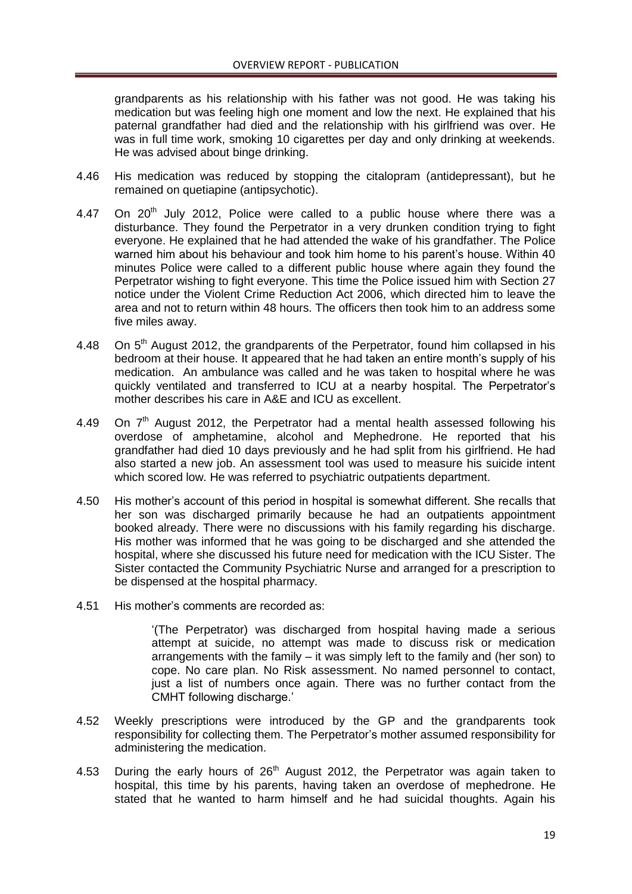grandparents as his relationship with his father was not good. He was taking his medication but was feeling high one moment and low the next. He explained that his paternal grandfather had died and the relationship with his girlfriend was over. He was in full time work, smoking 10 cigarettes per day and only drinking at weekends. He was advised about binge drinking.

4.46 His medication was reduced by stopping the citalopram (antidepressant), but he remained on quetiapine (antipsychotic).

4.47 On 20th July 2012, Police were called to a public house where there was a disturbance. They found the Perpetrator in a very drunken condition trying to fight everyone. He explained that he had attended the wake of his grandfather. The Police warned him about his behaviour and took him home to his parent's house. Within 40 minutes Police were called to a different public house where again they found the Perpetrator wishing to fight everyone. This time the Police issued him with Section 27 notice under the Violent Crime Reduction Act 2006, which directed him to leave the area and not to return within 48 hours. The officers then took him to an address some five miles away.

4.48 On 5th August 2012, the grandparents of the Perpetrator, found him collapsed in his bedroom at their house. It appeared that he had taken an entire month's supply of his medication. An ambulance was called and he was taken to hospital where he was quickly ventilated and transferred to ICU at a nearby hospital. The Perpetrator's mother describes his care in A&E and ICU as excellent.

4.49 On 7th August 2012, the Perpetrator had a mental health assessed following his overdose of amphetamine, alcohol and Mephedrone. He reported that his grandfather had died 10 days previously and he had split from his girlfriend. He had also started a new job. An assessment tool was used to measure his suicide intent which scored low. He was referred to psychiatric outpatients department.

4.50 His mother's account of this period in hospital is somewhat different. She recalls that her son was discharged primarily because he had an outpatients appointment booked already. There were no discussions with his family regarding his discharge. His mother was informed that he was going to be discharged and she attended the hospital, where she discussed his future need for medication with the ICU Sister. The Sister contacted the Community Psychiatric Nurse and arranged for a prescription to be dispensed at the hospital pharmacy.

4.51 His mother's comments are recorded as:

> '(The Perpetrator) was discharged from hospital having made a serious attempt at suicide, no attempt was made to discuss risk or medication arrangements with the family – it was simply left to the family and (her son) to cope. No care plan. No Risk assessment. No named personnel to contact, just a list of numbers once again. There was no further contact from the CMHT following discharge.'

4.52 Weekly prescriptions were introduced by the GP and the grandparents took responsibility for collecting them. The Perpetrator's mother assumed responsibility for administering the medication.

4.53 During the early hours of 26th August 2012, the Perpetrator was again taken to hospital, this time by his parents, having taken an overdose of mephedrone. He stated that he wanted to harm himself and he had suicidal thoughts. Again his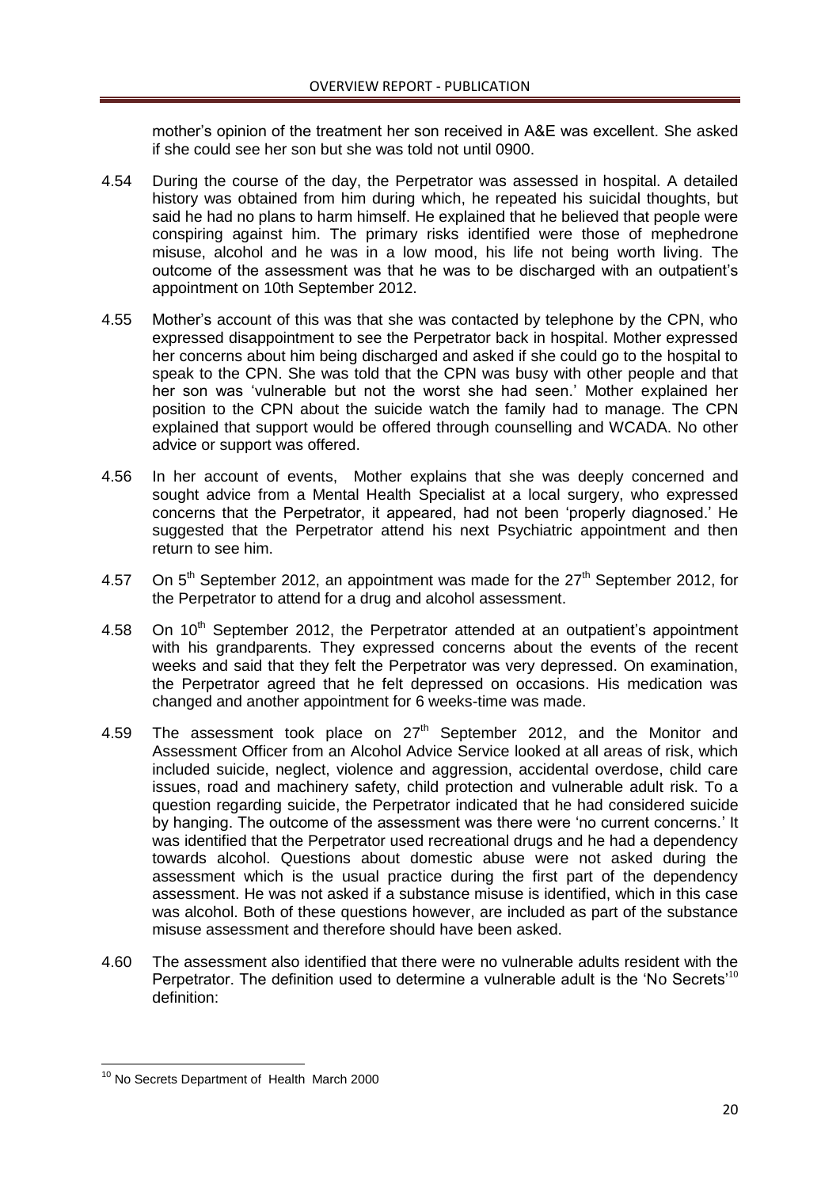mother's opinion of the treatment her son received in A&E was excellent. She asked if she could see her son but she was told not until 0900.

4.54 During the course of the day, the Perpetrator was assessed in hospital. A detailed history was obtained from him during which, he repeated his suicidal thoughts, but said he had no plans to harm himself. He explained that he believed that people were conspiring against him. The primary risks identified were those of mephedrone misuse, alcohol and he was in a low mood, his life not being worth living. The outcome of the assessment was that he was to be discharged with an outpatient's appointment on 10th September 2012.

4.55 Mother's account of this was that she was contacted by telephone by the CPN, who expressed disappointment to see the Perpetrator back in hospital. Mother expressed her concerns about him being discharged and asked if she could go to the hospital to speak to the CPN. She was told that the CPN was busy with other people and that her son was 'vulnerable but not the worst she had seen.' Mother explained her position to the CPN about the suicide watch the family had to manage. The CPN explained that support would be offered through counselling and WCADA. No other advice or support was offered.

4.56 In her account of events, Mother explains that she was deeply concerned and sought advice from a Mental Health Specialist at a local surgery, who expressed concerns that the Perpetrator, it appeared, had not been 'properly diagnosed.' He suggested that the Perpetrator attend his next Psychiatric appointment and then return to see him.

4.57 On 5th September 2012, an appointment was made for the 27th September 2012, for the Perpetrator to attend for a drug and alcohol assessment.

4.58 On 10th September 2012, the Perpetrator attended at an outpatient's appointment with his grandparents. They expressed concerns about the events of the recent weeks and said that they felt the Perpetrator was very depressed. On examination, the Perpetrator agreed that he felt depressed on occasions. His medication was changed and another appointment for 6 weeks-time was made.

4.59 The assessment took place on 27th September 2012, and the Monitor and Assessment Officer from an Alcohol Advice Service looked at all areas of risk, which included suicide, neglect, violence and aggression, accidental overdose, child care issues, road and machinery safety, child protection and vulnerable adult risk. To a question regarding suicide, the Perpetrator indicated that he had considered suicide by hanging. The outcome of the assessment was there were 'no current concerns.' It was identified that the Perpetrator used recreational drugs and he had a dependency towards alcohol. Questions about domestic abuse were not asked during the assessment which is the usual practice during the first part of the dependency assessment. He was not asked if a substance misuse is identified, which in this case was alcohol. Both of these questions however, are included as part of the substance misuse assessment and therefore should have been asked.

4.60 The assessment also identified that there were no vulnerable adults resident with the Perpetrator. The definition used to determine a vulnerable adult is the 'No Secrets'[10] definition:

---

[10] No Secrets Department of Health March 2000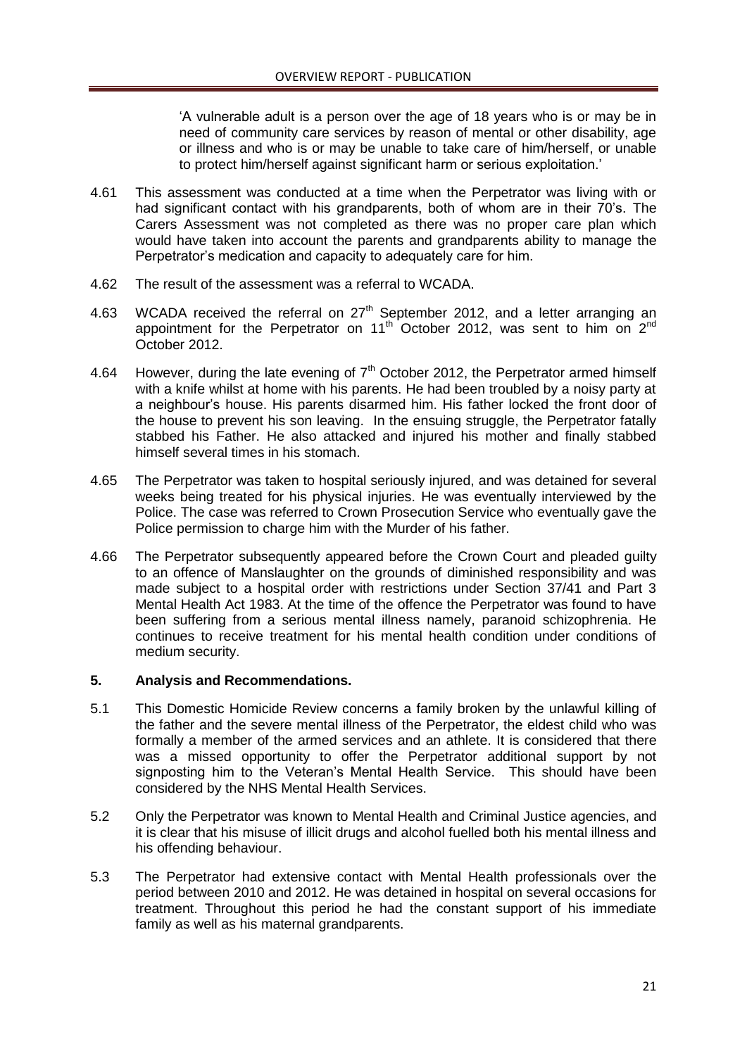> 'A vulnerable adult is a person over the age of 18 years who is or may be in need of community care services by reason of mental or other disability, age or illness and who is or may be unable to take care of him/herself, or unable to protect him/herself against significant harm or serious exploitation.'

4.61 This assessment was conducted at a time when the Perpetrator was living with or had significant contact with his grandparents, both of whom are in their 70's. The Carers Assessment was not completed as there was no proper care plan which would have taken into account the parents and grandparents ability to manage the Perpetrator's medication and capacity to adequately care for him.

4.62 The result of the assessment was a referral to WCADA.

4.63 WCADA received the referral on 27th September 2012, and a letter arranging an appointment for the Perpetrator on 11th October 2012, was sent to him on 2nd October 2012.

4.64 However, during the late evening of 7th October 2012, the Perpetrator armed himself with a knife whilst at home with his parents. He had been troubled by a noisy party at a neighbour's house. His parents disarmed him. His father locked the front door of the house to prevent his son leaving. In the ensuing struggle, the Perpetrator fatally stabbed his Father. He also attacked and injured his mother and finally stabbed himself several times in his stomach.

4.65 The Perpetrator was taken to hospital seriously injured, and was detained for several weeks being treated for his physical injuries. He was eventually interviewed by the Police. The case was referred to Crown Prosecution Service who eventually gave the Police permission to charge him with the Murder of his father.

4.66 The Perpetrator subsequently appeared before the Crown Court and pleaded guilty to an offence of Manslaughter on the grounds of diminished responsibility and was made subject to a hospital order with restrictions under Section 37/41 and Part 3 Mental Health Act 1983. At the time of the offence the Perpetrator was found to have been suffering from a serious mental illness namely, paranoid schizophrenia. He continues to receive treatment for his mental health condition under conditions of medium security.

## 5. Analysis and Recommendations.

5.1 This Domestic Homicide Review concerns a family broken by the unlawful killing of the father and the severe mental illness of the Perpetrator, the eldest child who was formally a member of the armed services and an athlete. It is considered that there was a missed opportunity to offer the Perpetrator additional support by not signposting him to the Veteran's Mental Health Service. This should have been considered by the NHS Mental Health Services.

5.2 Only the Perpetrator was known to Mental Health and Criminal Justice agencies, and it is clear that his misuse of illicit drugs and alcohol fuelled both his mental illness and his offending behaviour.

5.3 The Perpetrator had extensive contact with Mental Health professionals over the period between 2010 and 2012. He was detained in hospital on several occasions for treatment. Throughout this period he had the constant support of his immediate family as well as his maternal grandparents.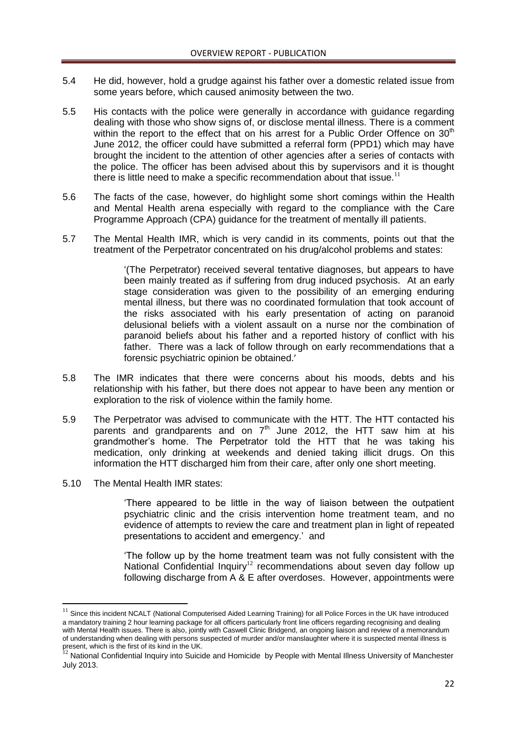5.4 He did, however, hold a grudge against his father over a domestic related issue from some years before, which caused animosity between the two.

5.5 His contacts with the police were generally in accordance with guidance regarding dealing with those who show signs of, or disclose mental illness. There is a comment within the report to the effect that on his arrest for a Public Order Offence on 30th June 2012, the officer could have submitted a referral form (PPD1) which may have brought the incident to the attention of other agencies after a series of contacts with the police. The officer has been advised about this by supervisors and it is thought there is little need to make a specific recommendation about that issue.[11]

5.6 The facts of the case, however, do highlight some short comings within the Health and Mental Health arena especially with regard to the compliance with the Care Programme Approach (CPA) guidance for the treatment of mentally ill patients.

5.7 The Mental Health IMR, which is very candid in its comments, points out that the treatment of the Perpetrator concentrated on his drug/alcohol problems and states:

> '(The Perpetrator) received several tentative diagnoses, but appears to have been mainly treated as if suffering from drug induced psychosis. At an early stage consideration was given to the possibility of an emerging enduring mental illness, but there was no coordinated formulation that took account of the risks associated with his early presentation of acting on paranoid delusional beliefs with a violent assault on a nurse nor the combination of paranoid beliefs about his father and a reported history of conflict with his father. There was a lack of follow through on early recommendations that a forensic psychiatric opinion be obtained.'

5.8 The IMR indicates that there were concerns about his moods, debts and his relationship with his father, but there does not appear to have been any mention or exploration to the risk of violence within the family home.

5.9 The Perpetrator was advised to communicate with the HTT. The HTT contacted his parents and grandparents and on 7th June 2012, the HTT saw him at his grandmother's home. The Perpetrator told the HTT that he was taking his medication, only drinking at weekends and denied taking illicit drugs. On this information the HTT discharged him from their care, after only one short meeting.

5.10 The Mental Health IMR states:

> 'There appeared to be little in the way of liaison between the outpatient psychiatric clinic and the crisis intervention home treatment team, and no evidence of attempts to review the care and treatment plan in light of repeated presentations to accident and emergency.' and
>
> 'The follow up by the home treatment team was not fully consistent with the National Confidential Inquiry[12] recommendations about seven day follow up following discharge from A & E after overdoses. However, appointments were

---

[11] Since this incident NCALT (National Computerised Aided Learning Training) for all Police Forces in the UK have introduced a mandatory training 2 hour learning package for all officers particularly front line officers regarding recognising and dealing with Mental Health issues. There is also, jointly with Caswell Clinic Bridgend, an ongoing liaison and review of a memorandum of understanding when dealing with persons suspected of murder and/or manslaughter where it is suspected mental illness is present, which is the first of its kind in the UK.

[12] National Confidential Inquiry into Suicide and Homicide by People with Mental Illness University of Manchester July 2013.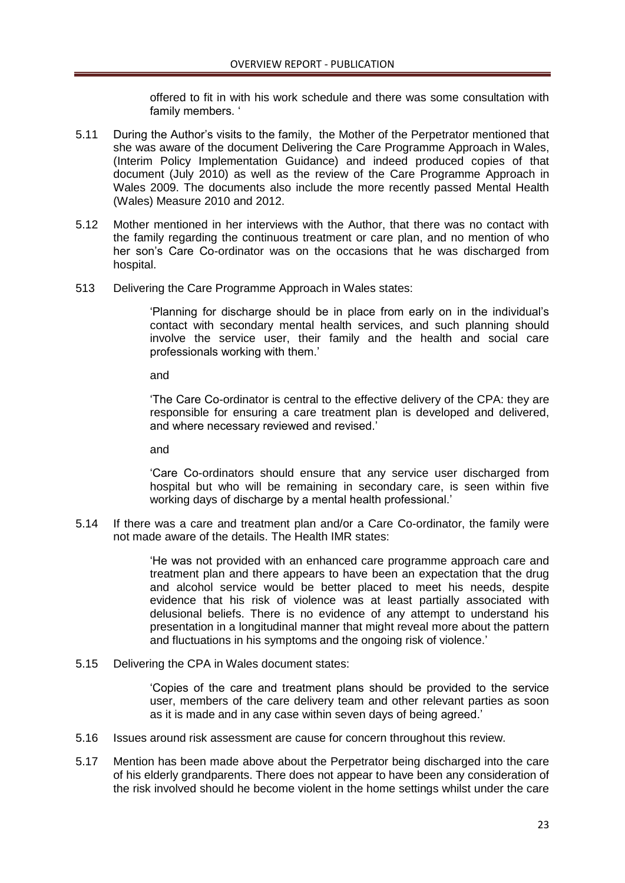offered to fit in with his work schedule and there was some consultation with family members. '

5.11 During the Author's visits to the family, the Mother of the Perpetrator mentioned that she was aware of the document Delivering the Care Programme Approach in Wales, (Interim Policy Implementation Guidance) and indeed produced copies of that document (July 2010) as well as the review of the Care Programme Approach in Wales 2009. The documents also include the more recently passed Mental Health (Wales) Measure 2010 and 2012.

5.12 Mother mentioned in her interviews with the Author, that there was no contact with the family regarding the continuous treatment or care plan, and no mention of who her son's Care Co-ordinator was on the occasions that he was discharged from hospital.

513 Delivering the Care Programme Approach in Wales states:

> 'Planning for discharge should be in place from early on in the individual's contact with secondary mental health services, and such planning should involve the service user, their family and the health and social care professionals working with them.'
>
> and
>
> 'The Care Co-ordinator is central to the effective delivery of the CPA: they are responsible for ensuring a care treatment plan is developed and delivered, and where necessary reviewed and revised.'
>
> and
>
> 'Care Co-ordinators should ensure that any service user discharged from hospital but who will be remaining in secondary care, is seen within five working days of discharge by a mental health professional.'

5.14 If there was a care and treatment plan and/or a Care Co-ordinator, the family were not made aware of the details. The Health IMR states:

> 'He was not provided with an enhanced care programme approach care and treatment plan and there appears to have been an expectation that the drug and alcohol service would be better placed to meet his needs, despite evidence that his risk of violence was at least partially associated with delusional beliefs. There is no evidence of any attempt to understand his presentation in a longitudinal manner that might reveal more about the pattern and fluctuations in his symptoms and the ongoing risk of violence.'

5.15 Delivering the CPA in Wales document states:

> 'Copies of the care and treatment plans should be provided to the service user, members of the care delivery team and other relevant parties as soon as it is made and in any case within seven days of being agreed.'

5.16 Issues around risk assessment are cause for concern throughout this review.

5.17 Mention has been made above about the Perpetrator being discharged into the care of his elderly grandparents. There does not appear to have been any consideration of the risk involved should he become violent in the home settings whilst under the care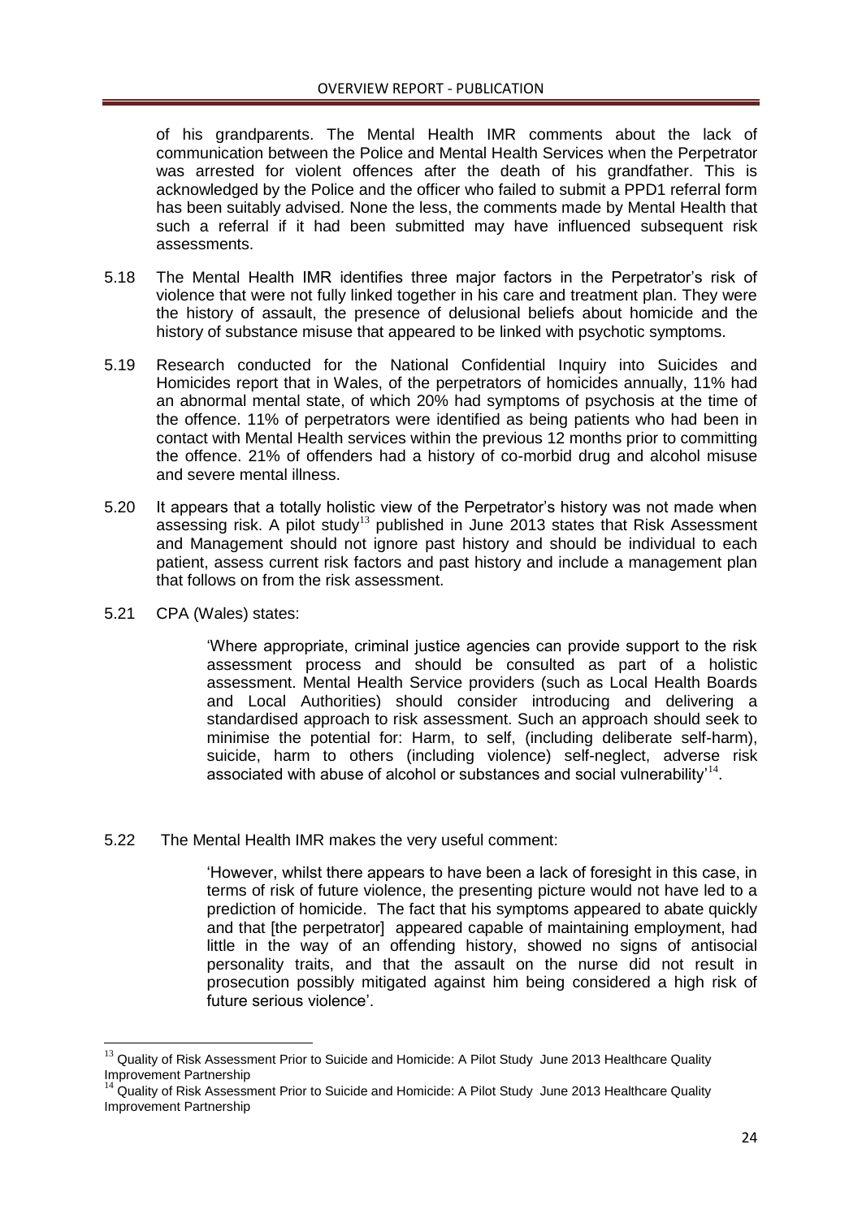of his grandparents. The Mental Health IMR comments about the lack of communication between the Police and Mental Health Services when the Perpetrator was arrested for violent offences after the death of his grandfather. This is acknowledged by the Police and the officer who failed to submit a PPD1 referral form has been suitably advised. None the less, the comments made by Mental Health that such a referral if it had been submitted may have influenced subsequent risk assessments.

5.18 The Mental Health IMR identifies three major factors in the Perpetrator's risk of violence that were not fully linked together in his care and treatment plan. They were the history of assault, the presence of delusional beliefs about homicide and the history of substance misuse that appeared to be linked with psychotic symptoms.

5.19 Research conducted for the National Confidential Inquiry into Suicides and Homicides report that in Wales, of the perpetrators of homicides annually, 11% had an abnormal mental state, of which 20% had symptoms of psychosis at the time of the offence. 11% of perpetrators were identified as being patients who had been in contact with Mental Health services within the previous 12 months prior to committing the offence. 21% of offenders had a history of co-morbid drug and alcohol misuse and severe mental illness.

5.20 It appears that a totally holistic view of the Perpetrator's history was not made when assessing risk. A pilot study[13] published in June 2013 states that Risk Assessment and Management should not ignore past history and should be individual to each patient, assess current risk factors and past history and include a management plan that follows on from the risk assessment.

5.21 CPA (Wales) states:

> 'Where appropriate, criminal justice agencies can provide support to the risk assessment process and should be consulted as part of a holistic assessment. Mental Health Service providers (such as Local Health Boards and Local Authorities) should consider introducing and delivering a standardised approach to risk assessment. Such an approach should seek to minimise the potential for: Harm, to self, (including deliberate self-harm), suicide, harm to others (including violence) self-neglect, adverse risk associated with abuse of alcohol or substances and social vulnerability'[14].

5.22 The Mental Health IMR makes the very useful comment:

> 'However, whilst there appears to have been a lack of foresight in this case, in terms of risk of future violence, the presenting picture would not have led to a prediction of homicide. The fact that his symptoms appeared to abate quickly and that [the perpetrator] appeared capable of maintaining employment, had little in the way of an offending history, showed no signs of antisocial personality traits, and that the assault on the nurse did not result in prosecution possibly mitigated against him being considered a high risk of future serious violence'.

---

[13] Quality of Risk Assessment Prior to Suicide and Homicide: A Pilot Study June 2013 Healthcare Quality Improvement Partnership

[14] Quality of Risk Assessment Prior to Suicide and Homicide: A Pilot Study June 2013 Healthcare Quality Improvement Partnership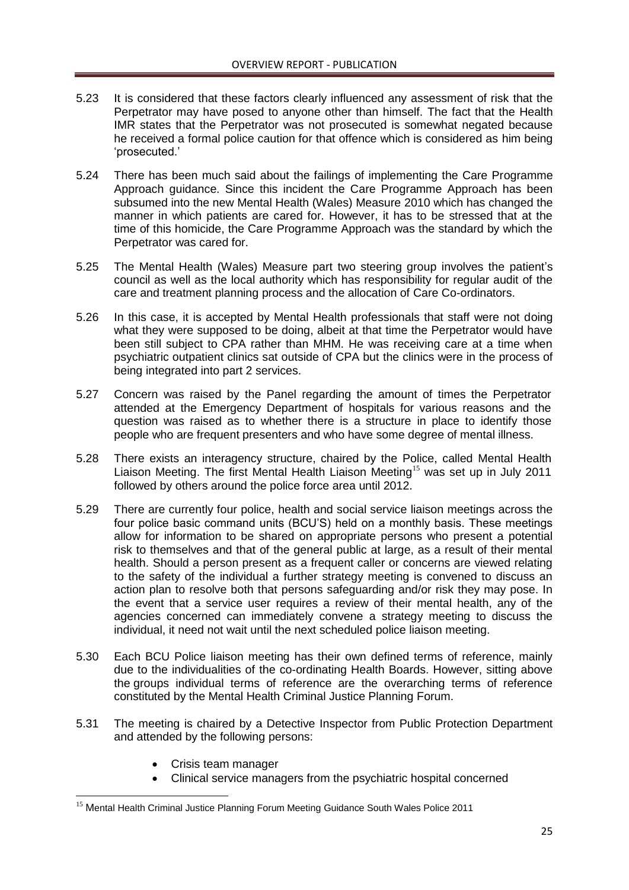5.23 It is considered that these factors clearly influenced any assessment of risk that the Perpetrator may have posed to anyone other than himself. The fact that the Health IMR states that the Perpetrator was not prosecuted is somewhat negated because he received a formal police caution for that offence which is considered as him being 'prosecuted.'

5.24 There has been much said about the failings of implementing the Care Programme Approach guidance. Since this incident the Care Programme Approach has been subsumed into the new Mental Health (Wales) Measure 2010 which has changed the manner in which patients are cared for. However, it has to be stressed that at the time of this homicide, the Care Programme Approach was the standard by which the Perpetrator was cared for.

5.25 The Mental Health (Wales) Measure part two steering group involves the patient's council as well as the local authority which has responsibility for regular audit of the care and treatment planning process and the allocation of Care Co-ordinators.

5.26 In this case, it is accepted by Mental Health professionals that staff were not doing what they were supposed to be doing, albeit at that time the Perpetrator would have been still subject to CPA rather than MHM. He was receiving care at a time when psychiatric outpatient clinics sat outside of CPA but the clinics were in the process of being integrated into part 2 services.

5.27 Concern was raised by the Panel regarding the amount of times the Perpetrator attended at the Emergency Department of hospitals for various reasons and the question was raised as to whether there is a structure in place to identify those people who are frequent presenters and who have some degree of mental illness.

5.28 There exists an interagency structure, chaired by the Police, called Mental Health Liaison Meeting. The first Mental Health Liaison Meeting[15] was set up in July 2011 followed by others around the police force area until 2012.

5.29 There are currently four police, health and social service liaison meetings across the four police basic command units (BCU'S) held on a monthly basis. These meetings allow for information to be shared on appropriate persons who present a potential risk to themselves and that of the general public at large, as a result of their mental health. Should a person present as a frequent caller or concerns are viewed relating to the safety of the individual a further strategy meeting is convened to discuss an action plan to resolve both that persons safeguarding and/or risk they may pose. In the event that a service user requires a review of their mental health, any of the agencies concerned can immediately convene a strategy meeting to discuss the individual, it need not wait until the next scheduled police liaison meeting.

5.30 Each BCU Police liaison meeting has their own defined terms of reference, mainly due to the individualities of the co-ordinating Health Boards. However, sitting above the groups individual terms of reference are the overarching terms of reference constituted by the Mental Health Criminal Justice Planning Forum.

5.31 The meeting is chaired by a Detective Inspector from Public Protection Department and attended by the following persons:

- Crisis team manager
- Clinical service managers from the psychiatric hospital concerned

[15] Mental Health Criminal Justice Planning Forum Meeting Guidance South Wales Police 2011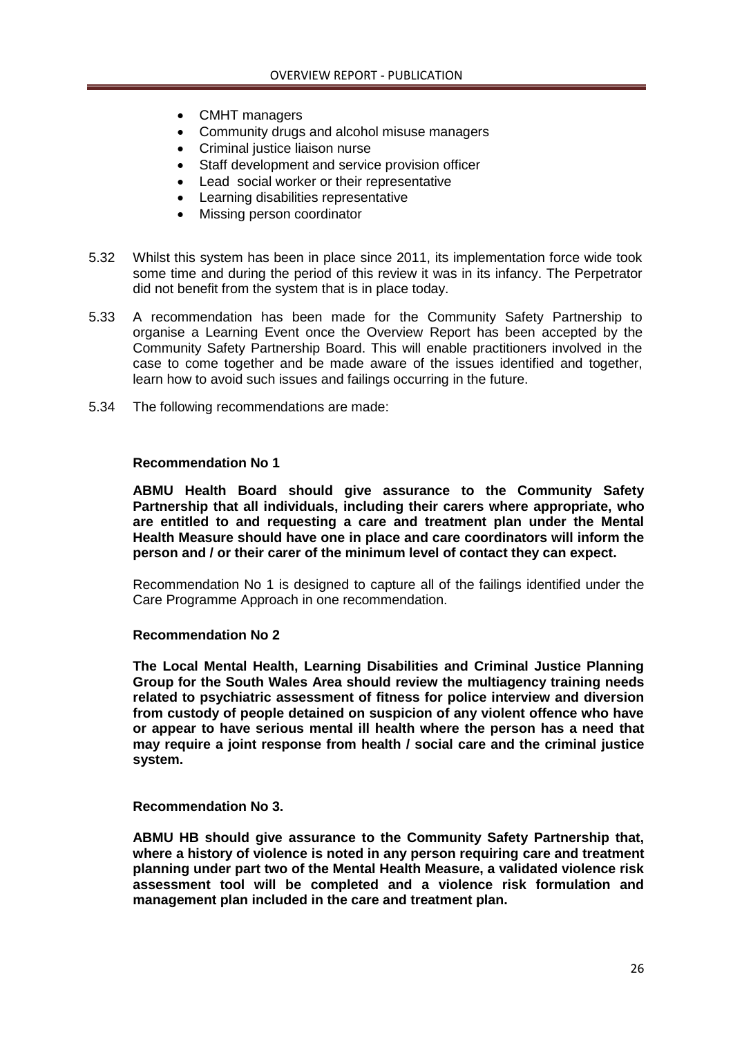- CMHT managers
- Community drugs and alcohol misuse managers
- Criminal justice liaison nurse
- Staff development and service provision officer
- Lead social worker or their representative
- Learning disabilities representative
- Missing person coordinator

5.32 Whilst this system has been in place since 2011, its implementation force wide took some time and during the period of this review it was in its infancy. The Perpetrator did not benefit from the system that is in place today.

5.33 A recommendation has been made for the Community Safety Partnership to organise a Learning Event once the Overview Report has been accepted by the Community Safety Partnership Board. This will enable practitioners involved in the case to come together and be made aware of the issues identified and together, learn how to avoid such issues and failings occurring in the future.

5.34 The following recommendations are made:

**Recommendation No 1**

**ABMU Health Board should give assurance to the Community Safety Partnership that all individuals, including their carers where appropriate, who are entitled to and requesting a care and treatment plan under the Mental Health Measure should have one in place and care coordinators will inform the person and / or their carer of the minimum level of contact they can expect.**

Recommendation No 1 is designed to capture all of the failings identified under the Care Programme Approach in one recommendation.

**Recommendation No 2**

**The Local Mental Health, Learning Disabilities and Criminal Justice Planning Group for the South Wales Area should review the multiagency training needs related to psychiatric assessment of fitness for police interview and diversion from custody of people detained on suspicion of any violent offence who have or appear to have serious mental ill health where the person has a need that may require a joint response from health / social care and the criminal justice system.**

**Recommendation No 3.**

**ABMU HB should give assurance to the Community Safety Partnership that, where a history of violence is noted in any person requiring care and treatment planning under part two of the Mental Health Measure, a validated violence risk assessment tool will be completed and a violence risk formulation and management plan included in the care and treatment plan.**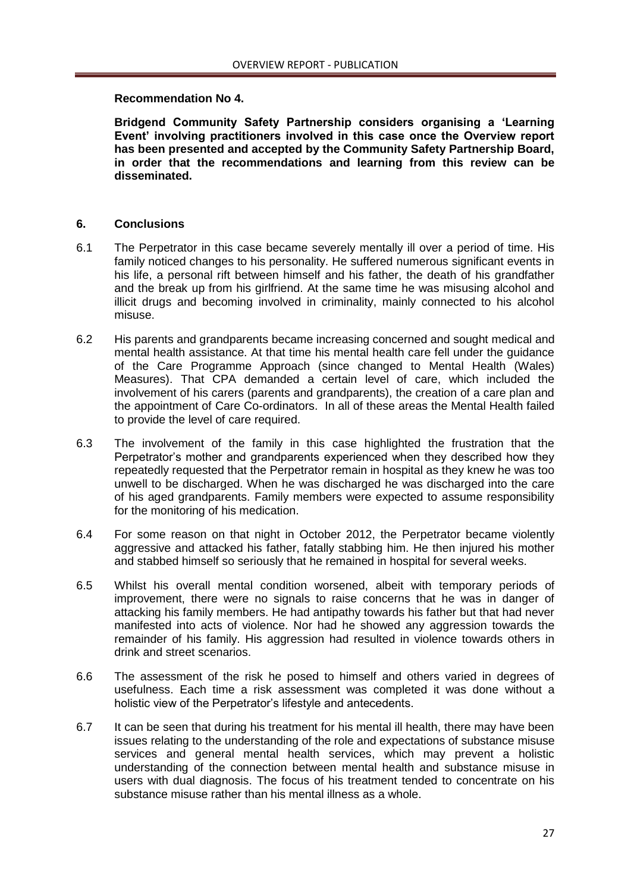**Recommendation No 4.**

**Bridgend Community Safety Partnership considers organising a 'Learning Event' involving practitioners involved in this case once the Overview report has been presented and accepted by the Community Safety Partnership Board, in order that the recommendations and learning from this review can be disseminated.**

## 6. Conclusions

6.1 The Perpetrator in this case became severely mentally ill over a period of time. His family noticed changes to his personality. He suffered numerous significant events in his life, a personal rift between himself and his father, the death of his grandfather and the break up from his girlfriend. At the same time he was misusing alcohol and illicit drugs and becoming involved in criminality, mainly connected to his alcohol misuse.

6.2 His parents and grandparents became increasing concerned and sought medical and mental health assistance. At that time his mental health care fell under the guidance of the Care Programme Approach (since changed to Mental Health (Wales) Measures). That CPA demanded a certain level of care, which included the involvement of his carers (parents and grandparents), the creation of a care plan and the appointment of Care Co-ordinators. In all of these areas the Mental Health failed to provide the level of care required.

6.3 The involvement of the family in this case highlighted the frustration that the Perpetrator's mother and grandparents experienced when they described how they repeatedly requested that the Perpetrator remain in hospital as they knew he was too unwell to be discharged. When he was discharged he was discharged into the care of his aged grandparents. Family members were expected to assume responsibility for the monitoring of his medication.

6.4 For some reason on that night in October 2012, the Perpetrator became violently aggressive and attacked his father, fatally stabbing him. He then injured his mother and stabbed himself so seriously that he remained in hospital for several weeks.

6.5 Whilst his overall mental condition worsened, albeit with temporary periods of improvement, there were no signals to raise concerns that he was in danger of attacking his family members. He had antipathy towards his father but that had never manifested into acts of violence. Nor had he showed any aggression towards the remainder of his family. His aggression had resulted in violence towards others in drink and street scenarios.

6.6 The assessment of the risk he posed to himself and others varied in degrees of usefulness. Each time a risk assessment was completed it was done without a holistic view of the Perpetrator's lifestyle and antecedents.

6.7 It can be seen that during his treatment for his mental ill health, there may have been issues relating to the understanding of the role and expectations of substance misuse services and general mental health services, which may prevent a holistic understanding of the connection between mental health and substance misuse in users with dual diagnosis. The focus of his treatment tended to concentrate on his substance misuse rather than his mental illness as a whole.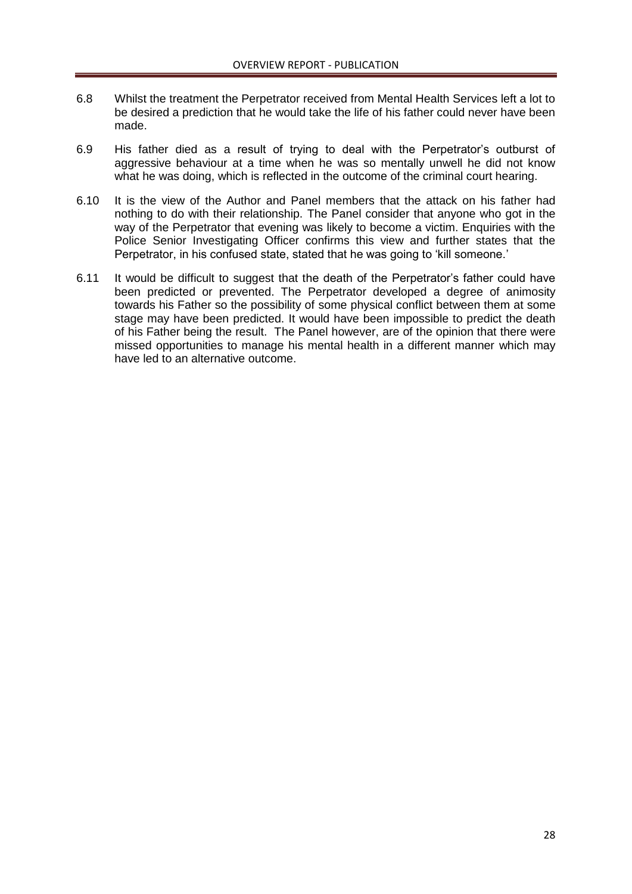6.8 Whilst the treatment the Perpetrator received from Mental Health Services left a lot to be desired a prediction that he would take the life of his father could never have been made.

6.9 His father died as a result of trying to deal with the Perpetrator's outburst of aggressive behaviour at a time when he was so mentally unwell he did not know what he was doing, which is reflected in the outcome of the criminal court hearing.

6.10 It is the view of the Author and Panel members that the attack on his father had nothing to do with their relationship. The Panel consider that anyone who got in the way of the Perpetrator that evening was likely to become a victim. Enquiries with the Police Senior Investigating Officer confirms this view and further states that the Perpetrator, in his confused state, stated that he was going to 'kill someone.'

6.11 It would be difficult to suggest that the death of the Perpetrator's father could have been predicted or prevented. The Perpetrator developed a degree of animosity towards his Father so the possibility of some physical conflict between them at some stage may have been predicted. It would have been impossible to predict the death of his Father being the result. The Panel however, are of the opinion that there were missed opportunities to manage his mental health in a different manner which may have led to an alternative outcome.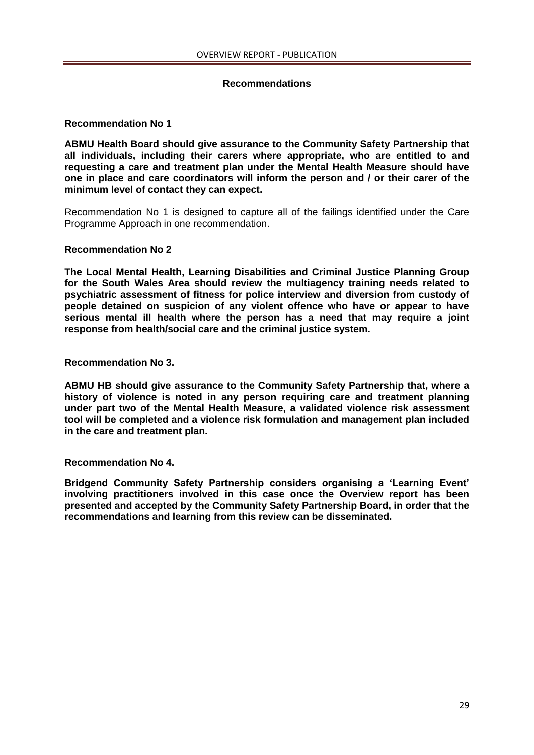## Recommendations

### Recommendation No 1

**ABMU Health Board should give assurance to the Community Safety Partnership that all individuals, including their carers where appropriate, who are entitled to and requesting a care and treatment plan under the Mental Health Measure should have one in place and care coordinators will inform the person and / or their carer of the minimum level of contact they can expect.**

Recommendation No 1 is designed to capture all of the failings identified under the Care Programme Approach in one recommendation.

### Recommendation No 2

**The Local Mental Health, Learning Disabilities and Criminal Justice Planning Group for the South Wales Area should review the multiagency training needs related to psychiatric assessment of fitness for police interview and diversion from custody of people detained on suspicion of any violent offence who have or appear to have serious mental ill health where the person has a need that may require a joint response from health/social care and the criminal justice system.**

### Recommendation No 3.

**ABMU HB should give assurance to the Community Safety Partnership that, where a history of violence is noted in any person requiring care and treatment planning under part two of the Mental Health Measure, a validated violence risk assessment tool will be completed and a violence risk formulation and management plan included in the care and treatment plan.**

### Recommendation No 4.

**Bridgend Community Safety Partnership considers organising a 'Learning Event' involving practitioners involved in this case once the Overview report has been presented and accepted by the Community Safety Partnership Board, in order that the recommendations and learning from this review can be disseminated.**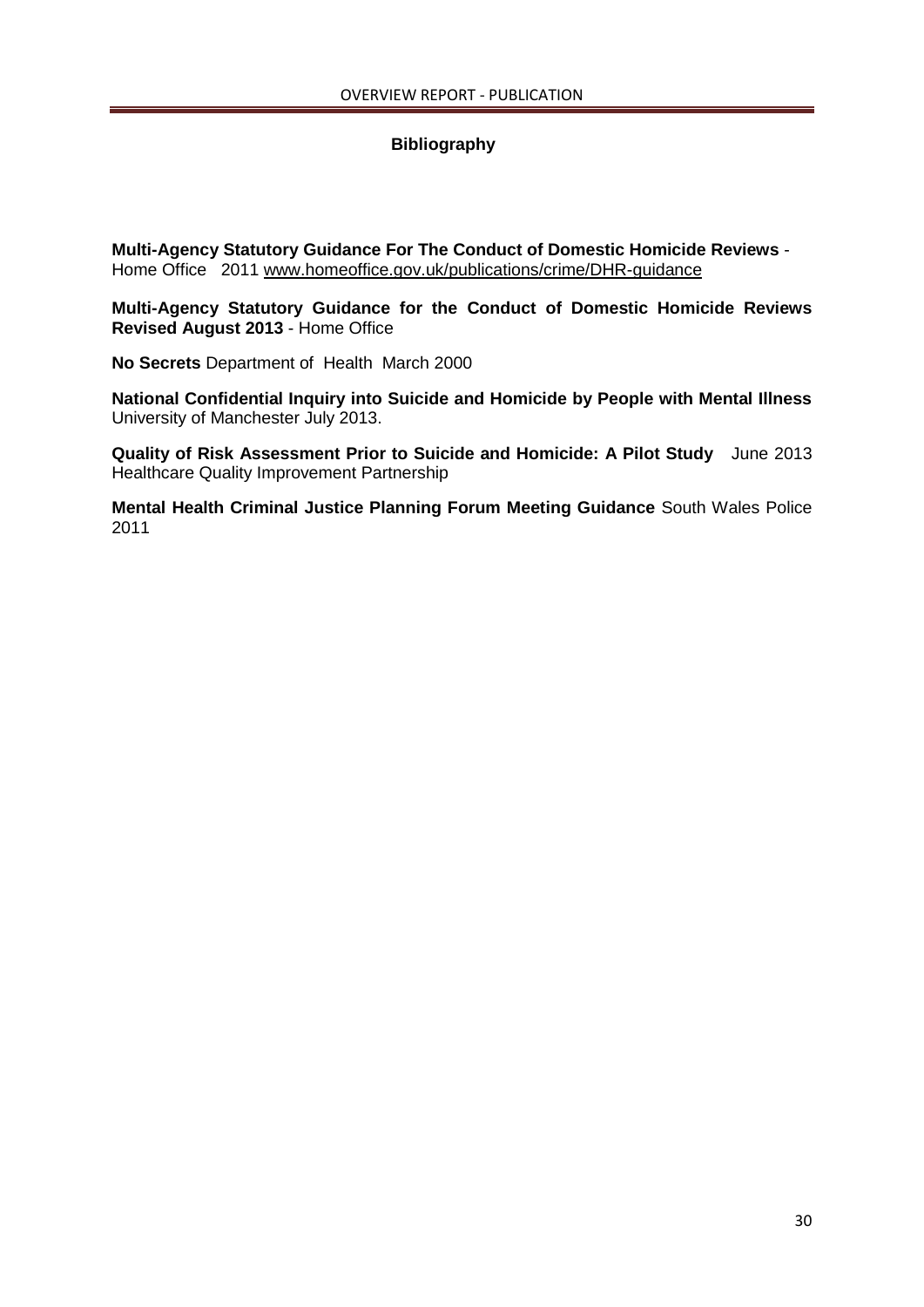## Bibliography

**Multi-Agency Statutory Guidance For The Conduct of Domestic Homicide Reviews** - Home Office 2011 www.homeoffice.gov.uk/publications/crime/DHR-guidance

**Multi-Agency Statutory Guidance for the Conduct of Domestic Homicide Reviews Revised August 2013** - Home Office

**No Secrets** Department of Health March 2000

**National Confidential Inquiry into Suicide and Homicide by People with Mental Illness** University of Manchester July 2013.

**Quality of Risk Assessment Prior to Suicide and Homicide: A Pilot Study** June 2013 Healthcare Quality Improvement Partnership

**Mental Health Criminal Justice Planning Forum Meeting Guidance** South Wales Police 2011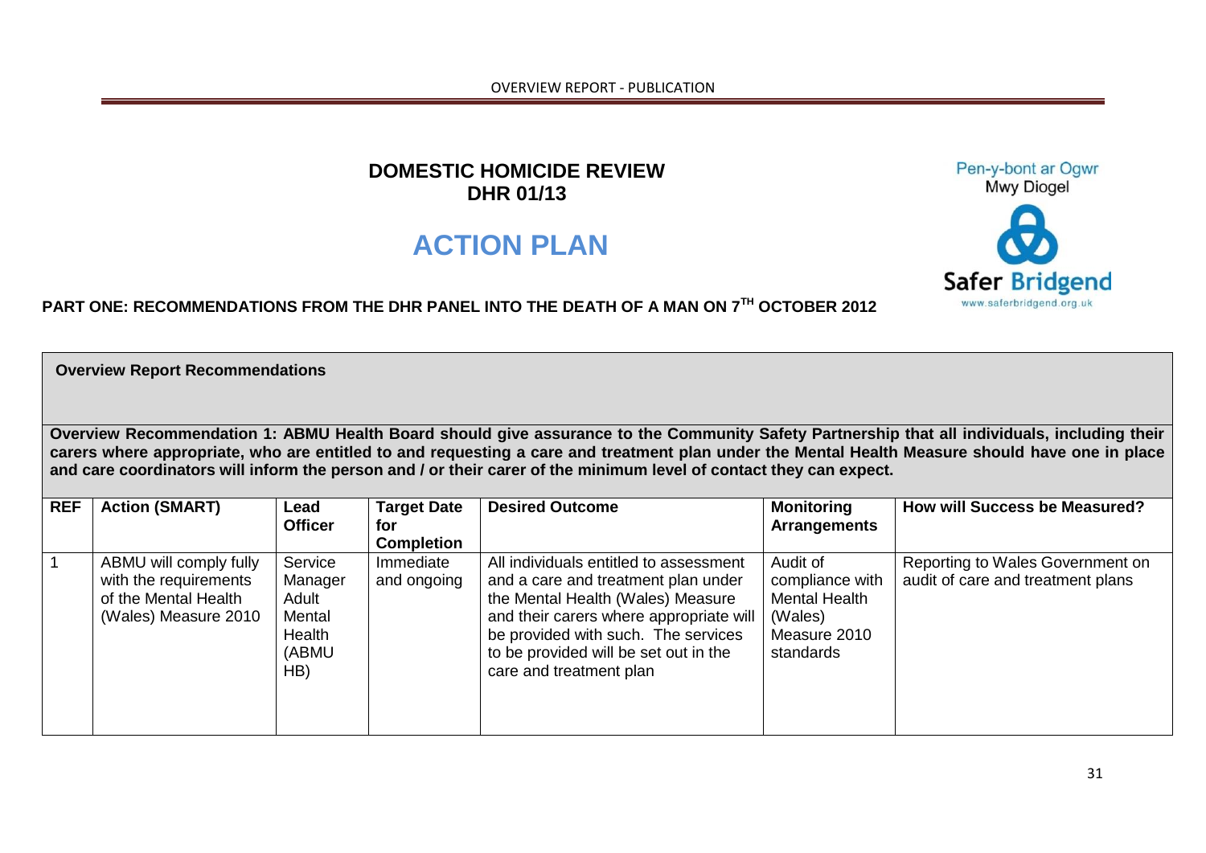# DOMESTIC HOMICIDE REVIEW
## DHR 01/13

# ACTION PLAN

**PART ONE: RECOMMENDATIONS FROM THE DHR PANEL INTO THE DEATH OF A MAN ON 7TH OCTOBER 2012**

**Overview Report Recommendations**

**Overview Recommendation 1: ABMU Health Board should give assurance to the Community Safety Partnership that all individuals, including their carers where appropriate, who are entitled to and requesting a care and treatment plan under the Mental Health Measure should have one in place and care coordinators will inform the person and / or their carer of the minimum level of contact they can expect.**

| REF | Action (SMART) | Lead Officer | Target Date for Completion | Desired Outcome | Monitoring Arrangements | How will Success be Measured? |
|---|---|---|---|---|---|---|
| 1 | ABMU will comply fully with the requirements of the Mental Health (Wales) Measure 2010 | Service Manager Adult Mental Health (ABMU HB) | Immediate and ongoing | All individuals entitled to assessment and a care and treatment plan under the Mental Health (Wales) Measure and their carers where appropriate will be provided with such. The services to be provided will be set out in the care and treatment plan | Audit of compliance with Mental Health (Wales) Measure 2010 standards | Reporting to Wales Government on audit of care and treatment plans |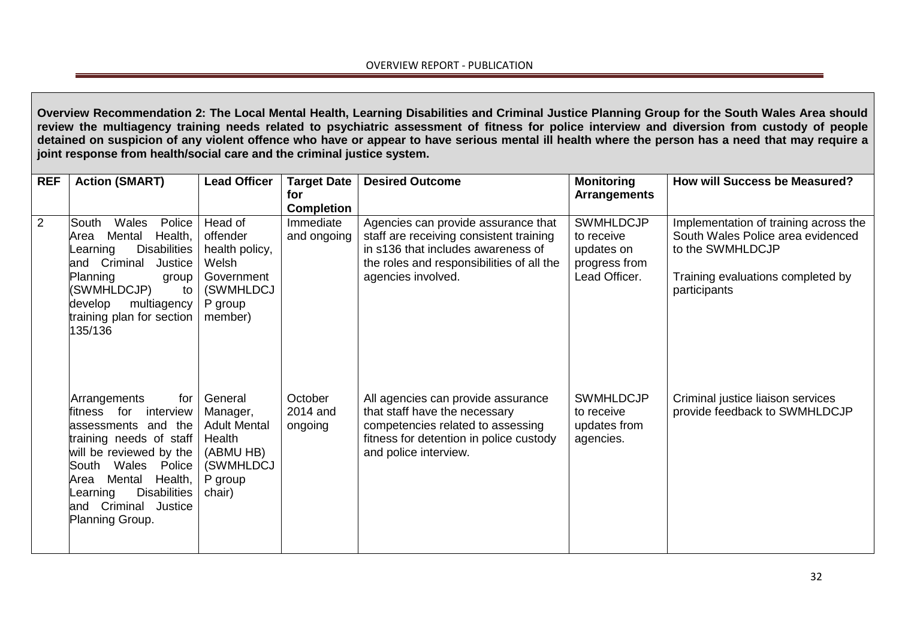**Overview Recommendation 2: The Local Mental Health, Learning Disabilities and Criminal Justice Planning Group for the South Wales Area should review the multiagency training needs related to psychiatric assessment of fitness for police interview and diversion from custody of people detained on suspicion of any violent offence who have or appear to have serious mental ill health where the person has a need that may require a joint response from health/social care and the criminal justice system.**

| REF | Action (SMART) | Lead Officer | Target Date for Completion | Desired Outcome | Monitoring Arrangements | How will Success be Measured? |
|---|---|---|---|---|---|---|
| 2 | South Wales Police Area Mental Health, Learning Disabilities and Criminal Justice Planning group (SWMHLDCJP) to develop multiagency training plan for section 135/136 | Head of offender health policy, Welsh Government (SWMHLDCJP group member) | Immediate and ongoing | Agencies can provide assurance that staff are receiving consistent training in s136 that includes awareness of the roles and responsibilities of all the agencies involved. | SWMHLDCJP to receive updates on progress from Lead Officer. | Implementation of training across the South Wales Police area evidenced to the SWMHLDCJP<br><br>Training evaluations completed by participants |
| | Arrangements for fitness for interview assessments and the training needs of staff will be reviewed by the South Wales Police Area Mental Health, Learning Disabilities and Criminal Justice Planning Group. | General Manager, Adult Mental Health (ABMU HB) (SWMHLDCJP group chair) | October 2014 and ongoing | All agencies can provide assurance that staff have the necessary competencies related to assessing fitness for detention in police custody and police interview. | SWMHLDCJP to receive updates from agencies. | Criminal justice liaison services provide feedback to SWMHLDCJP |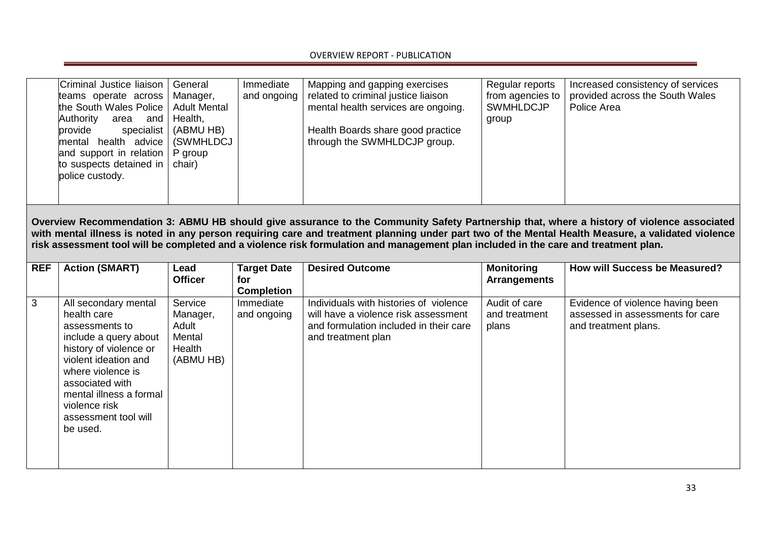| | Criminal Justice liaison teams operate across the South Wales Police Authority area and provide specialist mental health advice and support in relation to suspects detained in police custody. | General Manager, Adult Mental Health, (ABMU HB) (SWMHLDCJP group chair) | Immediate and ongoing | Mapping and gapping exercises related to criminal justice liaison mental health services are ongoing.<br><br>Health Boards share good practice through the SWMHLDCJP group. | Regular reports from agencies to SWMHLDCJP group | Increased consistency of services provided across the South Wales Police Area |
|---|---|---|---|---|---|---|

**Overview Recommendation 3: ABMU HB should give assurance to the Community Safety Partnership that, where a history of violence associated with mental illness is noted in any person requiring care and treatment planning under part two of the Mental Health Measure, a validated violence risk assessment tool will be completed and a violence risk formulation and management plan included in the care and treatment plan.**

| REF | Action (SMART) | Lead Officer | Target Date for Completion | Desired Outcome | Monitoring Arrangements | How will Success be Measured? |
|---|---|---|---|---|---|---|
| 3 | All secondary mental health care assessments to include a query about history of violence or violent ideation and where violence is associated with mental illness a formal violence risk assessment tool will be used. | Service Manager, Adult Mental Health (ABMU HB) | Immediate and ongoing | Individuals with histories of violence will have a violence risk assessment and formulation included in their care and treatment plan | Audit of care and treatment plans | Evidence of violence having been assessed in assessments for care and treatment plans. |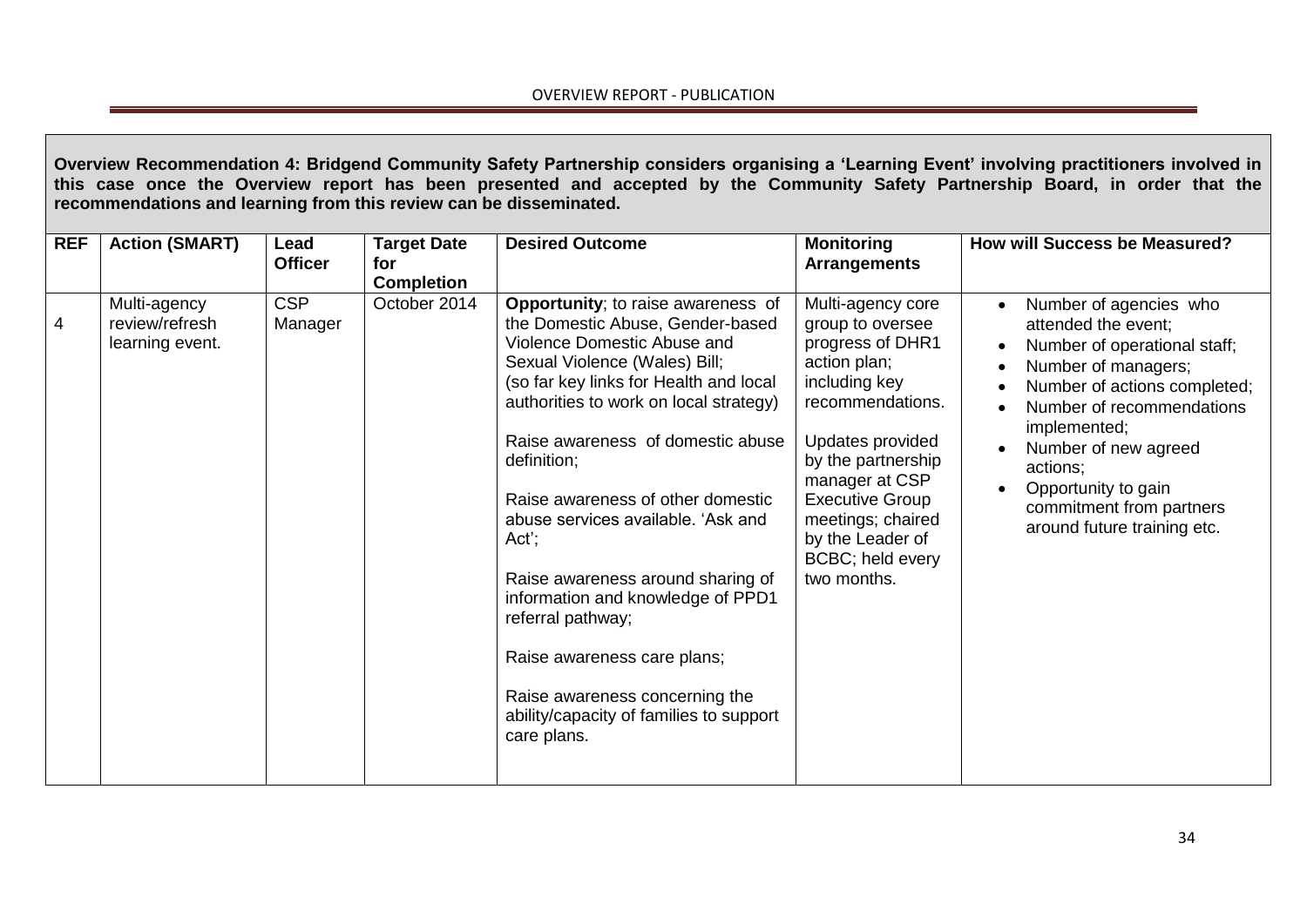**Overview Recommendation 4: Bridgend Community Safety Partnership considers organising a 'Learning Event' involving practitioners involved in this case once the Overview report has been presented and accepted by the Community Safety Partnership Board, in order that the recommendations and learning from this review can be disseminated.**

| REF | Action (SMART) | Lead Officer | Target Date for Completion | Desired Outcome | Monitoring Arrangements | How will Success be Measured? |
|---|---|---|---|---|---|---|
| 4 | Multi-agency review/refresh learning event. | CSP Manager | October 2014 | **Opportunity**; to raise awareness of the Domestic Abuse, Gender-based Violence Domestic Abuse and Sexual Violence (Wales) Bill; (so far key links for Health and local authorities to work on local strategy)<br><br>Raise awareness of domestic abuse definition;<br><br>Raise awareness of other domestic abuse services available. 'Ask and Act';<br><br>Raise awareness around sharing of information and knowledge of PPD1 referral pathway;<br><br>Raise awareness care plans;<br><br>Raise awareness concerning the ability/capacity of families to support care plans. | Multi-agency core group to oversee progress of DHR1 action plan; including key recommendations.<br><br>Updates provided by the partnership manager at CSP Executive Group meetings; chaired by the Leader of BCBC; held every two months. | • Number of agencies who attended the event;<br>• Number of operational staff;<br>• Number of managers;<br>• Number of actions completed;<br>• Number of recommendations implemented;<br>• Number of new agreed actions;<br>• Opportunity to gain commitment from partners around future training etc. |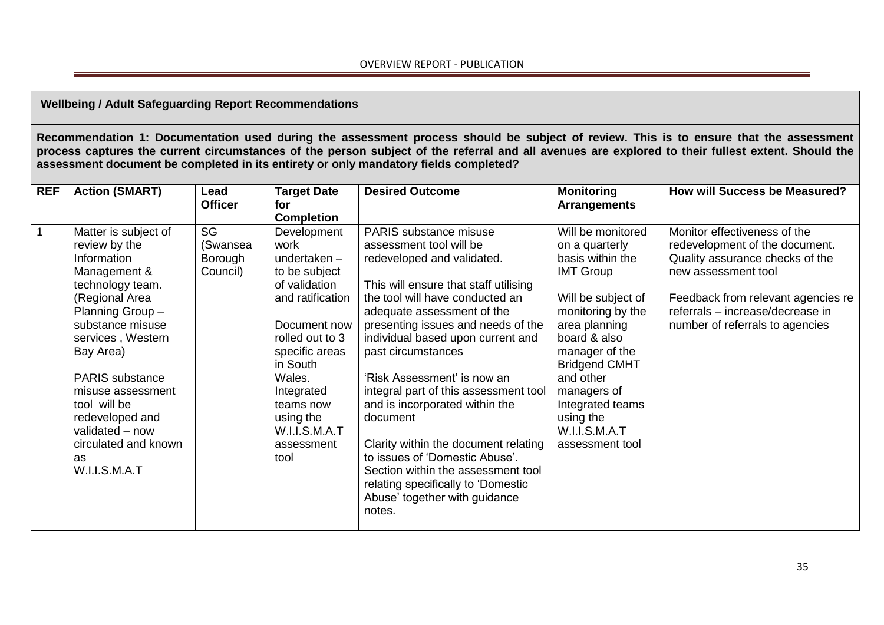**Wellbeing / Adult Safeguarding Report Recommendations**

**Recommendation 1: Documentation used during the assessment process should be subject of review. This is to ensure that the assessment process captures the current circumstances of the person subject of the referral and all avenues are explored to their fullest extent. Should the assessment document be completed in its entirety or only mandatory fields completed?**

| REF | Action (SMART) | Lead Officer | Target Date for Completion | Desired Outcome | Monitoring Arrangements | How will Success be Measured? |
|---|---|---|---|---|---|---|
| 1 | Matter is subject of review by the Information Management & technology team. (Regional Area Planning Group – substance misuse services , Western Bay Area)<br><br>PARIS substance misuse assessment tool will be redeveloped and validated – now circulated and known as W.I.I.S.M.A.T | SG (Swansea Borough Council) | Development work undertaken – to be subject of validation and ratification<br><br>Document now rolled out to 3 specific areas in South Wales. Integrated teams now using the W.I.I.S.M.A.T assessment tool | PARIS substance misuse assessment tool will be redeveloped and validated.<br><br>This will ensure that staff utilising the tool will have conducted an adequate assessment of the presenting issues and needs of the individual based upon current and past circumstances<br><br>'Risk Assessment' is now an integral part of this assessment tool and is incorporated within the document<br><br>Clarity within the document relating to issues of 'Domestic Abuse'. Section within the assessment tool relating specifically to 'Domestic Abuse' together with guidance notes. | Will be monitored on a quarterly basis within the IMT Group<br><br>Will be subject of monitoring by the area planning board & also manager of the Bridgend CMHT and other managers of Integrated teams using the W.I.I.S.M.A.T assessment tool | Monitor effectiveness of the redevelopment of the document. Quality assurance checks of the new assessment tool<br><br>Feedback from relevant agencies re referrals – increase/decrease in number of referrals to agencies |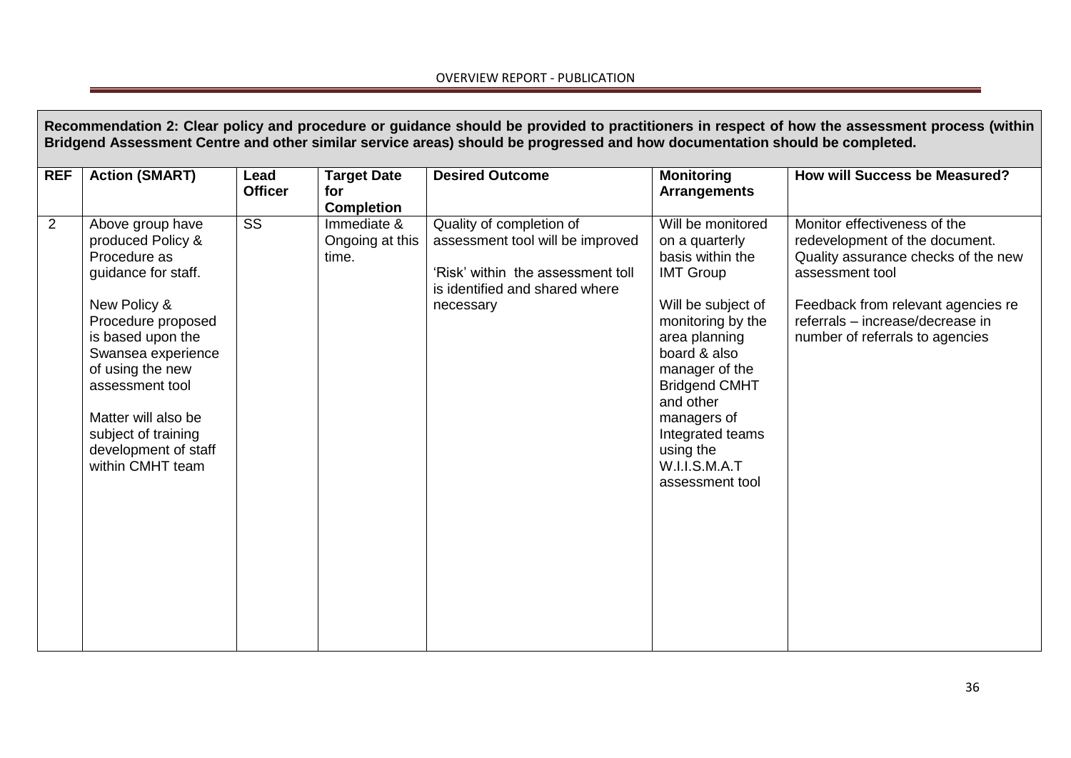**Recommendation 2: Clear policy and procedure or guidance should be provided to practitioners in respect of how the assessment process (within Bridgend Assessment Centre and other similar service areas) should be progressed and how documentation should be completed.**

| REF | Action (SMART) | Lead Officer | Target Date for Completion | Desired Outcome | Monitoring Arrangements | How will Success be Measured? |
|---|---|---|---|---|---|---|
| 2 | Above group have produced Policy & Procedure as guidance for staff.<br><br>New Policy & Procedure proposed is based upon the Swansea experience of using the new assessment tool<br><br>Matter will also be subject of training development of staff within CMHT team | SS | Immediate & Ongoing at this time. | Quality of completion of assessment tool will be improved<br><br>'Risk' within the assessment toll is identified and shared where necessary | Will be monitored on a quarterly basis within the IMT Group<br><br>Will be subject of monitoring by the area planning board & also manager of the Bridgend CMHT and other managers of Integrated teams using the W.I.I.S.M.A.T assessment tool | Monitor effectiveness of the redevelopment of the document. Quality assurance checks of the new assessment tool<br><br>Feedback from relevant agencies re referrals – increase/decrease in number of referrals to agencies |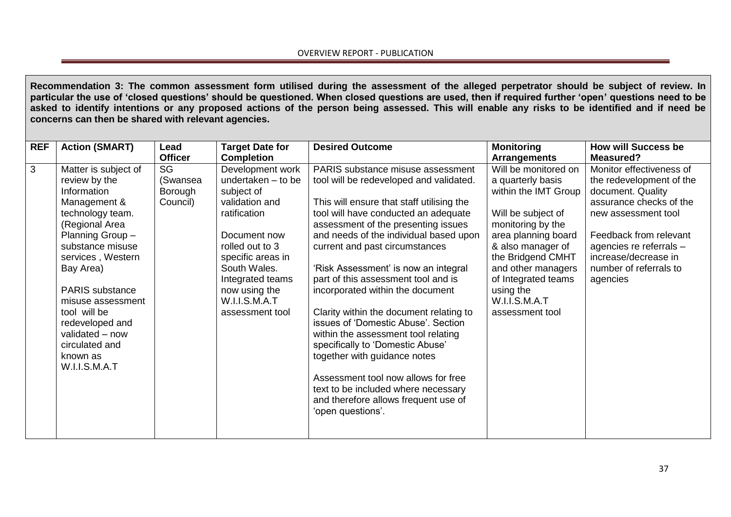**Recommendation 3: The common assessment form utilised during the assessment of the alleged perpetrator should be subject of review. In particular the use of 'closed questions' should be questioned. When closed questions are used, then if required further 'open' questions need to be asked to identify intentions or any proposed actions of the person being assessed. This will enable any risks to be identified and if need be concerns can then be shared with relevant agencies.**

| REF | Action (SMART) | Lead Officer | Target Date for Completion | Desired Outcome | Monitoring Arrangements | How will Success be Measured? |
|---|---|---|---|---|---|---|
| 3 | Matter is subject of review by the Information Management & technology team. (Regional Area Planning Group – substance misuse services , Western Bay Area)<br><br>PARIS substance misuse assessment tool will be redeveloped and validated – now circulated and known as W.I.I.S.M.A.T | SG (Swansea Borough Council) | Development work undertaken – to be subject of validation and ratification<br><br>Document now rolled out to 3 specific areas in South Wales. Integrated teams now using the W.I.I.S.M.A.T assessment tool | PARIS substance misuse assessment tool will be redeveloped and validated.<br><br>This will ensure that staff utilising the tool will have conducted an adequate assessment of the presenting issues and needs of the individual based upon current and past circumstances<br><br>'Risk Assessment' is now an integral part of this assessment tool and is incorporated within the document<br><br>Clarity within the document relating to issues of 'Domestic Abuse'. Section within the assessment tool relating specifically to 'Domestic Abuse' together with guidance notes<br><br>Assessment tool now allows for free text to be included where necessary and therefore allows frequent use of 'open questions'. | Will be monitored on a quarterly basis within the IMT Group<br><br>Will be subject of monitoring by the area planning board & also manager of the Bridgend CMHT and other managers of Integrated teams using the W.I.I.S.M.A.T assessment tool | Monitor effectiveness of the redevelopment of the document. Quality assurance checks of the new assessment tool<br><br>Feedback from relevant agencies re referrals – increase/decrease in number of referrals to agencies |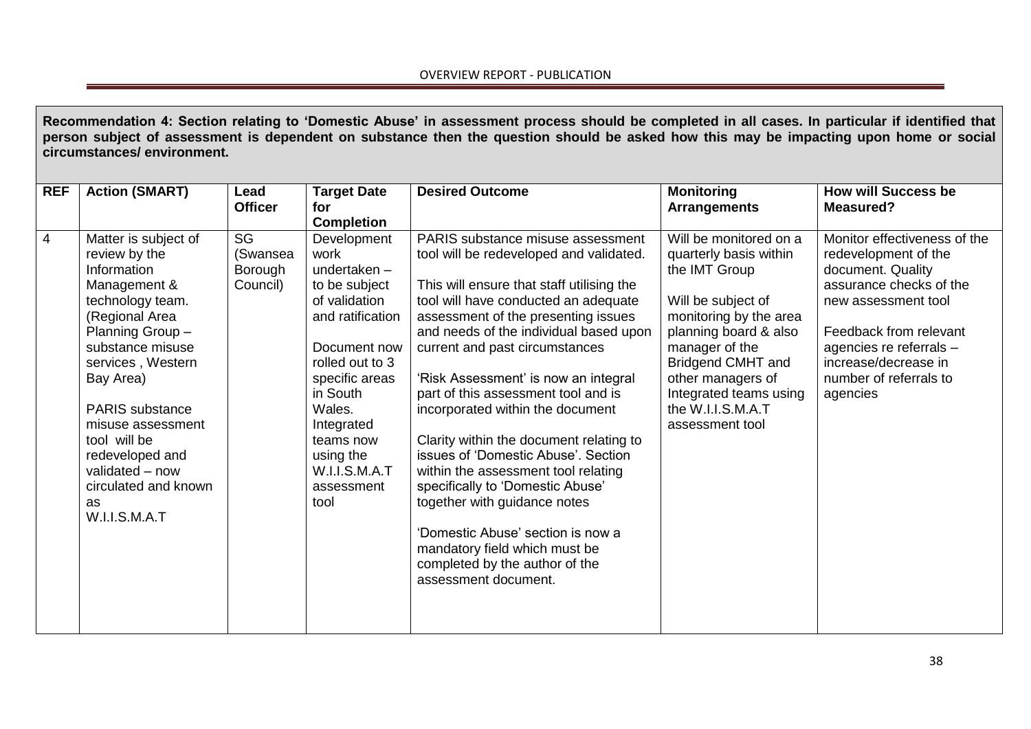**Recommendation 4: Section relating to 'Domestic Abuse' in assessment process should be completed in all cases. In particular if identified that person subject of assessment is dependent on substance then the question should be asked how this may be impacting upon home or social circumstances/ environment.**

| REF | Action (SMART) | Lead Officer | Target Date for Completion | Desired Outcome | Monitoring Arrangements | How will Success be Measured? |
|---|---|---|---|---|---|---|
| 4 | Matter is subject of review by the Information Management & technology team. (Regional Area Planning Group – substance misuse services , Western Bay Area)<br><br>PARIS substance misuse assessment tool will be redeveloped and validated – now circulated and known as W.I.I.S.M.A.T | SG (Swansea Borough Council) | Development work undertaken – to be subject of validation and ratification<br><br>Document now rolled out to 3 specific areas in South Wales. Integrated teams now using the W.I.I.S.M.A.T assessment tool | PARIS substance misuse assessment tool will be redeveloped and validated.<br><br>This will ensure that staff utilising the tool will have conducted an adequate assessment of the presenting issues and needs of the individual based upon current and past circumstances<br><br>'Risk Assessment' is now an integral part of this assessment tool and is incorporated within the document<br><br>Clarity within the document relating to issues of 'Domestic Abuse'. Section within the assessment tool relating specifically to 'Domestic Abuse' together with guidance notes<br><br>'Domestic Abuse' section is now a mandatory field which must be completed by the author of the assessment document. | Will be monitored on a quarterly basis within the IMT Group<br><br>Will be subject of monitoring by the area planning board & also manager of the Bridgend CMHT and other managers of Integrated teams using the W.I.I.S.M.A.T assessment tool | Monitor effectiveness of the redevelopment of the document. Quality assurance checks of the new assessment tool<br><br>Feedback from relevant agencies re referrals – increase/decrease in number of referrals to agencies |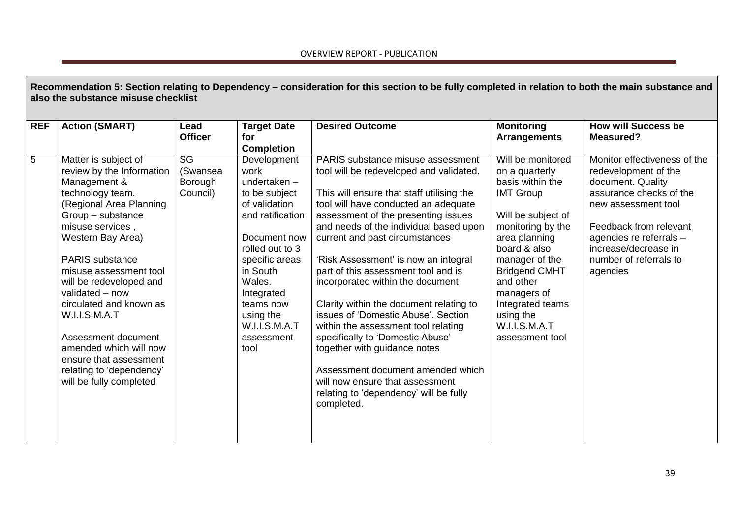**Recommendation 5: Section relating to Dependency – consideration for this section to be fully completed in relation to both the main substance and also the substance misuse checklist**

| REF | Action (SMART) | Lead Officer | Target Date for Completion | Desired Outcome | Monitoring Arrangements | How will Success be Measured? |
|---|---|---|---|---|---|---|
| 5 | Matter is subject of review by the Information Management & technology team. (Regional Area Planning Group – substance misuse services , Western Bay Area)<br><br>PARIS substance misuse assessment tool will be redeveloped and validated – now circulated and known as W.I.I.S.M.A.T<br><br>Assessment document amended which will now ensure that assessment relating to 'dependency' will be fully completed | SG (Swansea Borough Council) | Development work undertaken – to be subject of validation and ratification<br><br>Document now rolled out to 3 specific areas in South Wales. Integrated teams now using the W.I.I.S.M.A.T assessment tool | PARIS substance misuse assessment tool will be redeveloped and validated.<br><br>This will ensure that staff utilising the tool will have conducted an adequate assessment of the presenting issues and needs of the individual based upon current and past circumstances<br><br>'Risk Assessment' is now an integral part of this assessment tool and is incorporated within the document<br><br>Clarity within the document relating to issues of 'Domestic Abuse'. Section within the assessment tool relating specifically to 'Domestic Abuse' together with guidance notes<br><br>Assessment document amended which will now ensure that assessment relating to 'dependency' will be fully completed. | Will be monitored on a quarterly basis within the IMT Group<br><br>Will be subject of monitoring by the area planning board & also manager of the Bridgend CMHT and other managers of Integrated teams using the W.I.I.S.M.A.T assessment tool | Monitor effectiveness of the redevelopment of the document. Quality assurance checks of the new assessment tool<br><br>Feedback from relevant agencies re referrals – increase/decrease in number of referrals to agencies |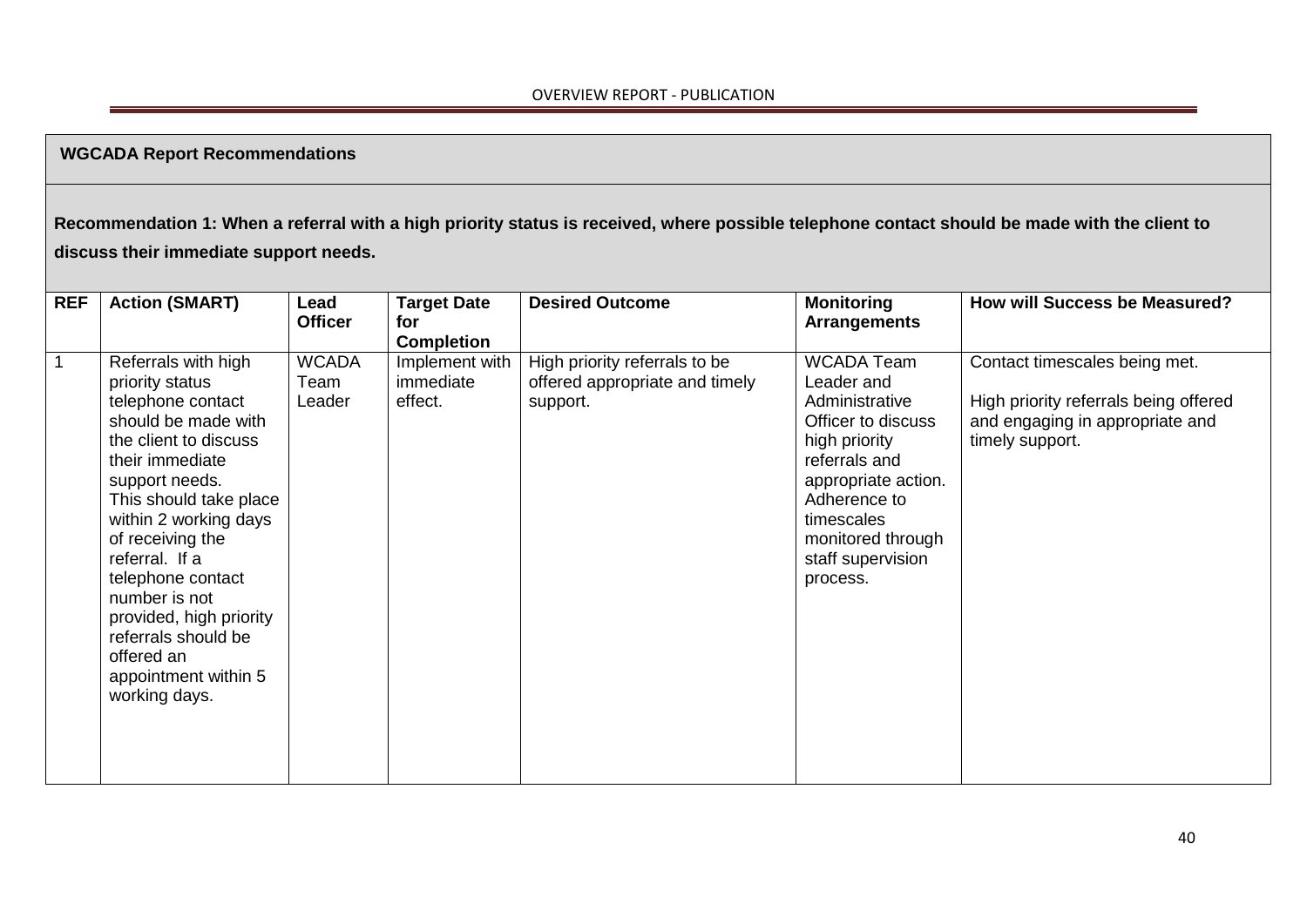**WGCADA Report Recommendations**

**Recommendation 1: When a referral with a high priority status is received, where possible telephone contact should be made with the client to discuss their immediate support needs.**

| REF | Action (SMART) | Lead Officer | Target Date for Completion | Desired Outcome | Monitoring Arrangements | How will Success be Measured? |
|---|---|---|---|---|---|---|
| 1 | Referrals with high priority status telephone contact should be made with the client to discuss their immediate support needs. This should take place within 2 working days of receiving the referral. If a telephone contact number is not provided, high priority referrals should be offered an appointment within 5 working days. | WCADA Team Leader | Implement with immediate effect. | High priority referrals to be offered appropriate and timely support. | WCADA Team Leader and Administrative Officer to discuss high priority referrals and appropriate action. Adherence to timescales monitored through staff supervision process. | Contact timescales being met.<br><br>High priority referrals being offered and engaging in appropriate and timely support. |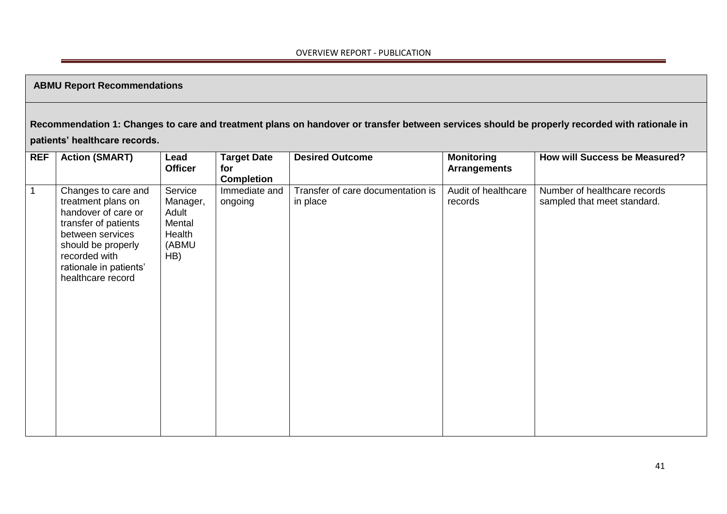**ABMU Report Recommendations**

**Recommendation 1: Changes to care and treatment plans on handover or transfer between services should be properly recorded with rationale in patients' healthcare records.**

| REF | Action (SMART) | Lead Officer | Target Date for Completion | Desired Outcome | Monitoring Arrangements | How will Success be Measured? |
|---|---|---|---|---|---|---|
| 1 | Changes to care and treatment plans on handover of care or transfer of patients between services should be properly recorded with rationale in patients' healthcare record | Service Manager, Adult Mental Health (ABMU HB) | Immediate and ongoing | Transfer of care documentation is in place | Audit of healthcare records | Number of healthcare records sampled that meet standard. |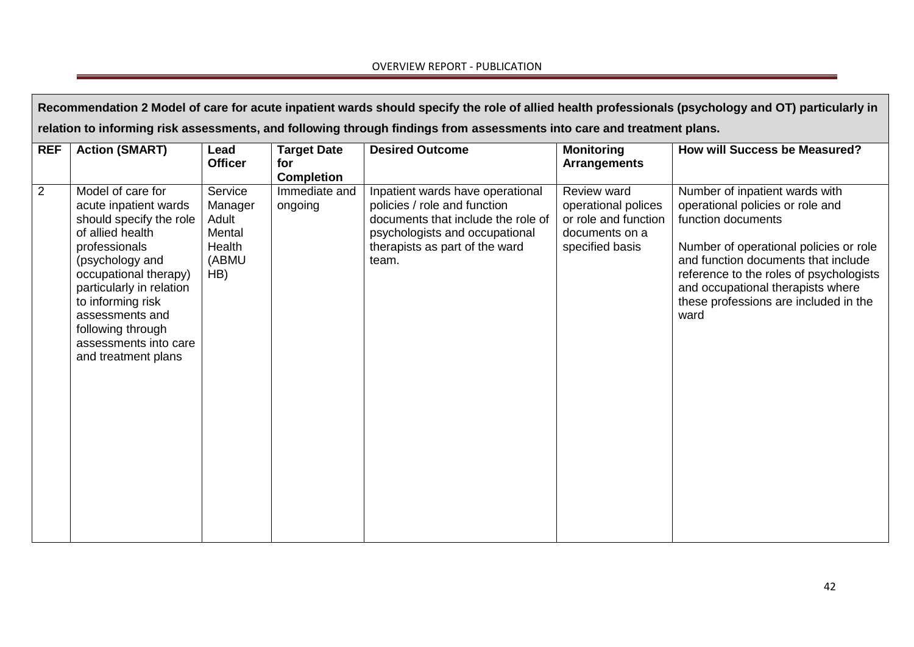**Recommendation 2 Model of care for acute inpatient wards should specify the role of allied health professionals (psychology and OT) particularly in relation to informing risk assessments, and following through findings from assessments into care and treatment plans.**

| REF | Action (SMART) | Lead Officer | Target Date for Completion | Desired Outcome | Monitoring Arrangements | How will Success be Measured? |
|---|---|---|---|---|---|---|
| 2 | Model of care for acute inpatient wards should specify the role of allied health professionals (psychology and occupational therapy) particularly in relation to informing risk assessments and following through assessments into care and treatment plans | Service Manager Adult Mental Health (ABMU HB) | Immediate and ongoing | Inpatient wards have operational policies / role and function documents that include the role of psychologists and occupational therapists as part of the ward team. | Review ward operational polices or role and function documents on a specified basis | Number of inpatient wards with operational policies or role and function documents<br><br>Number of operational policies or role and function documents that include reference to the roles of psychologists and occupational therapists where these professions are included in the ward |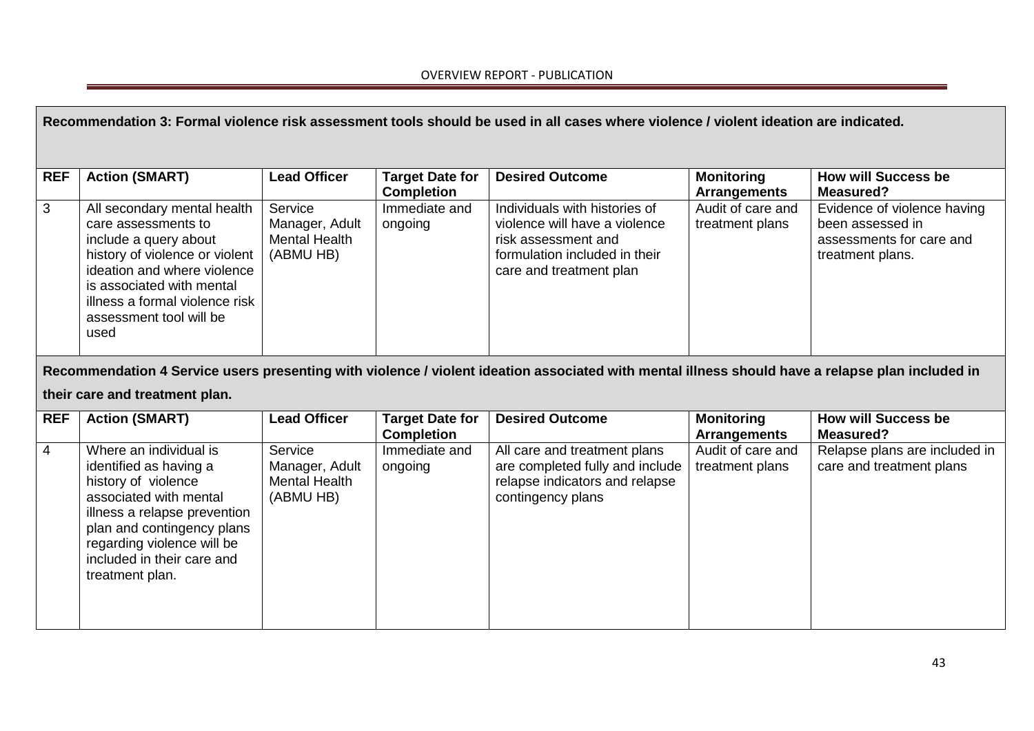**Recommendation 3: Formal violence risk assessment tools should be used in all cases where violence / violent ideation are indicated.**

| REF | Action (SMART) | Lead Officer | Target Date for Completion | Desired Outcome | Monitoring Arrangements | How will Success be Measured? |
|---|---|---|---|---|---|---|
| 3 | All secondary mental health care assessments to include a query about history of violence or violent ideation and where violence is associated with mental illness a formal violence risk assessment tool will be used | Service Manager, Adult Mental Health (ABMU HB) | Immediate and ongoing | Individuals with histories of violence will have a violence risk assessment and formulation included in their care and treatment plan | Audit of care and treatment plans | Evidence of violence having been assessed in assessments for care and treatment plans. |

**Recommendation 4 Service users presenting with violence / violent ideation associated with mental illness should have a relapse plan included in their care and treatment plan.**

| REF | Action (SMART) | Lead Officer | Target Date for Completion | Desired Outcome | Monitoring Arrangements | How will Success be Measured? |
|---|---|---|---|---|---|---|
| 4 | Where an individual is identified as having a history of violence associated with mental illness a relapse prevention plan and contingency plans regarding violence will be included in their care and treatment plan. | Service Manager, Adult Mental Health (ABMU HB) | Immediate and ongoing | All care and treatment plans are completed fully and include relapse indicators and relapse contingency plans | Audit of care and treatment plans | Relapse plans are included in care and treatment plans |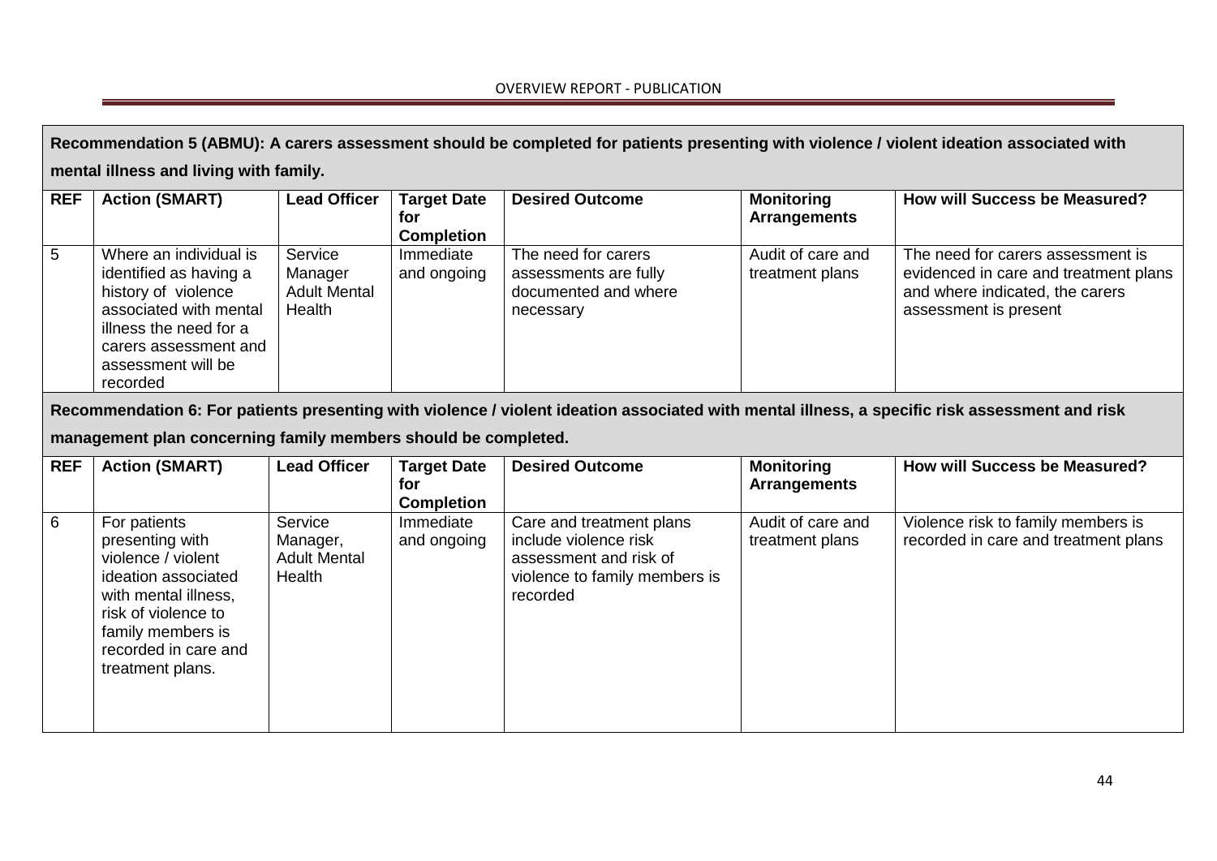**Recommendation 5 (ABMU): A carers assessment should be completed for patients presenting with violence / violent ideation associated with mental illness and living with family.**

| REF | Action (SMART) | Lead Officer | Target Date for Completion | Desired Outcome | Monitoring Arrangements | How will Success be Measured? |
| --- | --- | --- | --- | --- | --- | --- |
| 5 | Where an individual is identified as having a history of violence associated with mental illness the need for a carers assessment and assessment will be recorded | Service Manager Adult Mental Health | Immediate and ongoing | The need for carers assessments are fully documented and where necessary | Audit of care and treatment plans | The need for carers assessment is evidenced in care and treatment plans and where indicated, the carers assessment is present |

**Recommendation 6: For patients presenting with violence / violent ideation associated with mental illness, a specific risk assessment and risk management plan concerning family members should be completed.**

| REF | Action (SMART) | Lead Officer | Target Date for Completion | Desired Outcome | Monitoring Arrangements | How will Success be Measured? |
| --- | --- | --- | --- | --- | --- | --- |
| 6 | For patients presenting with violence / violent ideation associated with mental illness, risk of violence to family members is recorded in care and treatment plans. | Service Manager, Adult Mental Health | Immediate and ongoing | Care and treatment plans include violence risk assessment and risk of violence to family members is recorded | Audit of care and treatment plans | Violence risk to family members is recorded in care and treatment plans |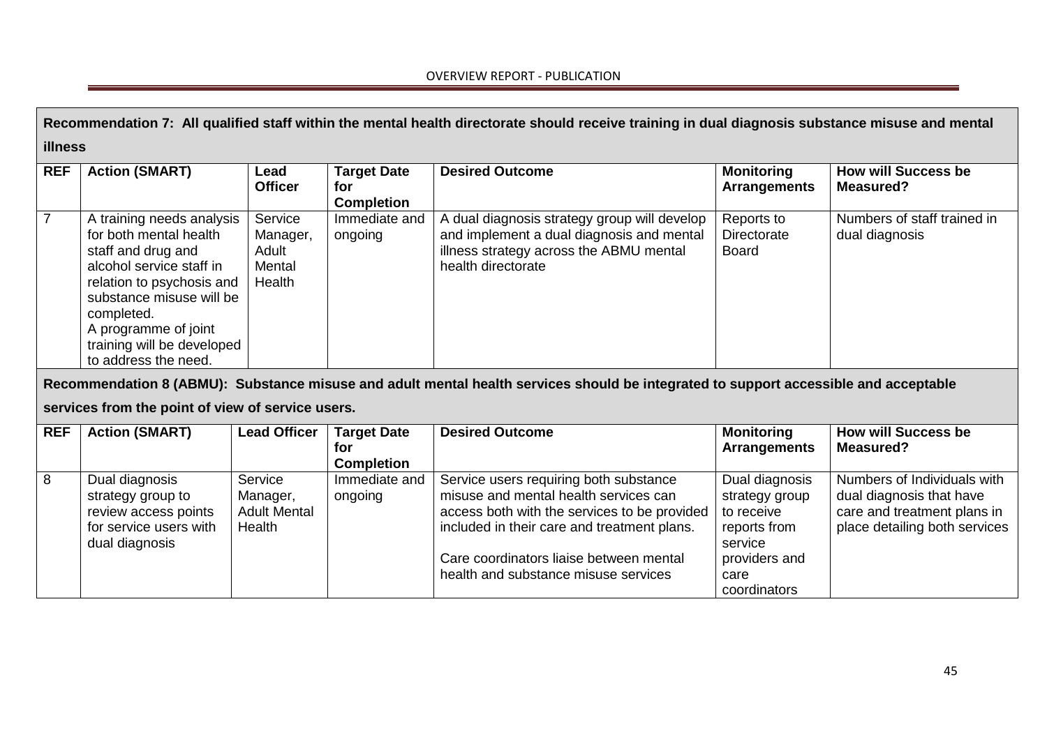**Recommendation 7: All qualified staff within the mental health directorate should receive training in dual diagnosis substance misuse and mental illness**

| REF | Action (SMART) | Lead Officer | Target Date for Completion | Desired Outcome | Monitoring Arrangements | How will Success be Measured? |
|---|---|---|---|---|---|---|
| 7 | A training needs analysis for both mental health staff and drug and alcohol service staff in relation to psychosis and substance misuse will be completed.<br>A programme of joint training will be developed to address the need. | Service Manager, Adult Mental Health | Immediate and ongoing | A dual diagnosis strategy group will develop and implement a dual diagnosis and mental illness strategy across the ABMU mental health directorate | Reports to Directorate Board | Numbers of staff trained in dual diagnosis |

**Recommendation 8 (ABMU): Substance misuse and adult mental health services should be integrated to support accessible and acceptable services from the point of view of service users.**

| REF | Action (SMART) | Lead Officer | Target Date for Completion | Desired Outcome | Monitoring Arrangements | How will Success be Measured? |
|---|---|---|---|---|---|---|
| 8 | Dual diagnosis strategy group to review access points for service users with dual diagnosis | Service Manager, Adult Mental Health | Immediate and ongoing | Service users requiring both substance misuse and mental health services can access both with the services to be provided included in their care and treatment plans.<br><br>Care coordinators liaise between mental health and substance misuse services | Dual diagnosis strategy group to receive reports from service providers and care coordinators | Numbers of Individuals with dual diagnosis that have care and treatment plans in place detailing both services |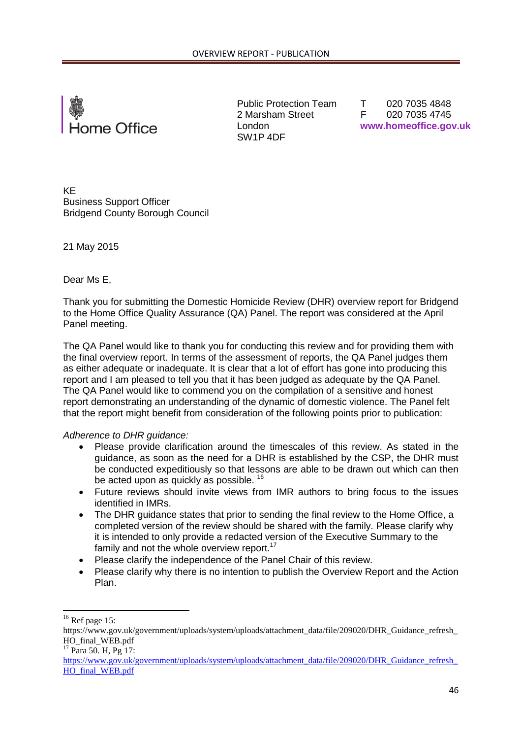Home Office

Public Protection Team
2 Marsham Street
London
SW1P 4DF

T 020 7035 4848
F 020 7035 4745
**www.homeoffice.gov.uk**

KE
Business Support Officer
Bridgend County Borough Council

21 May 2015

Dear Ms E,

Thank you for submitting the Domestic Homicide Review (DHR) overview report for Bridgend to the Home Office Quality Assurance (QA) Panel. The report was considered at the April Panel meeting.

The QA Panel would like to thank you for conducting this review and for providing them with the final overview report. In terms of the assessment of reports, the QA Panel judges them as either adequate or inadequate. It is clear that a lot of effort has gone into producing this report and I am pleased to tell you that it has been judged as adequate by the QA Panel. The QA Panel would like to commend you on the compilation of a sensitive and honest report demonstrating an understanding of the dynamic of domestic violence. The Panel felt that the report might benefit from consideration of the following points prior to publication:

*Adherence to DHR guidance:*

- Please provide clarification around the timescales of this review. As stated in the guidance, as soon as the need for a DHR is established by the CSP, the DHR must be conducted expeditiously so that lessons are able to be drawn out which can then be acted upon as quickly as possible. [16]
- Future reviews should invite views from IMR authors to bring focus to the issues identified in IMRs.
- The DHR guidance states that prior to sending the final review to the Home Office, a completed version of the review should be shared with the family. Please clarify why it is intended to only provide a redacted version of the Executive Summary to the family and not the whole overview report.[17]
- Please clarify the independence of the Panel Chair of this review.
- Please clarify why there is no intention to publish the Overview Report and the Action Plan.

---

[16] Ref page 15: https://www.gov.uk/government/uploads/system/uploads/attachment_data/file/209020/DHR_Guidance_refresh_HO_final_WEB.pdf

[17] Para 50. H, Pg 17: https://www.gov.uk/government/uploads/system/uploads/attachment_data/file/209020/DHR_Guidance_refresh_HO_final_WEB.pdf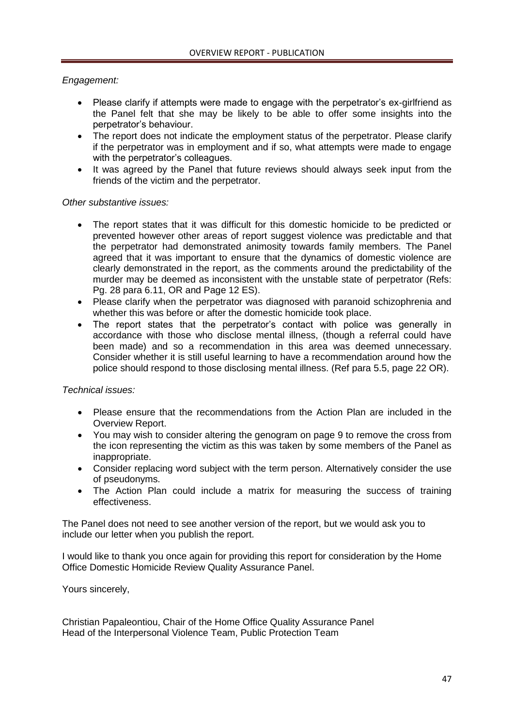*Engagement:*

- Please clarify if attempts were made to engage with the perpetrator's ex-girlfriend as the Panel felt that she may be likely to be able to offer some insights into the perpetrator's behaviour.
- The report does not indicate the employment status of the perpetrator. Please clarify if the perpetrator was in employment and if so, what attempts were made to engage with the perpetrator's colleagues.
- It was agreed by the Panel that future reviews should always seek input from the friends of the victim and the perpetrator.

*Other substantive issues:*

- The report states that it was difficult for this domestic homicide to be predicted or prevented however other areas of report suggest violence was predictable and that the perpetrator had demonstrated animosity towards family members. The Panel agreed that it was important to ensure that the dynamics of domestic violence are clearly demonstrated in the report, as the comments around the predictability of the murder may be deemed as inconsistent with the unstable state of perpetrator (Refs: Pg. 28 para 6.11, OR and Page 12 ES).
- Please clarify when the perpetrator was diagnosed with paranoid schizophrenia and whether this was before or after the domestic homicide took place.
- The report states that the perpetrator's contact with police was generally in accordance with those who disclose mental illness, (though a referral could have been made) and so a recommendation in this area was deemed unnecessary. Consider whether it is still useful learning to have a recommendation around how the police should respond to those disclosing mental illness. (Ref para 5.5, page 22 OR).

*Technical issues:*

- Please ensure that the recommendations from the Action Plan are included in the Overview Report.
- You may wish to consider altering the genogram on page 9 to remove the cross from the icon representing the victim as this was taken by some members of the Panel as inappropriate.
- Consider replacing word subject with the term person. Alternatively consider the use of pseudonyms.
- The Action Plan could include a matrix for measuring the success of training effectiveness.

The Panel does not need to see another version of the report, but we would ask you to include our letter when you publish the report.

I would like to thank you once again for providing this report for consideration by the Home Office Domestic Homicide Review Quality Assurance Panel.

Yours sincerely,

Christian Papaleontiou, Chair of the Home Office Quality Assurance Panel
Head of the Interpersonal Violence Team, Public Protection Team